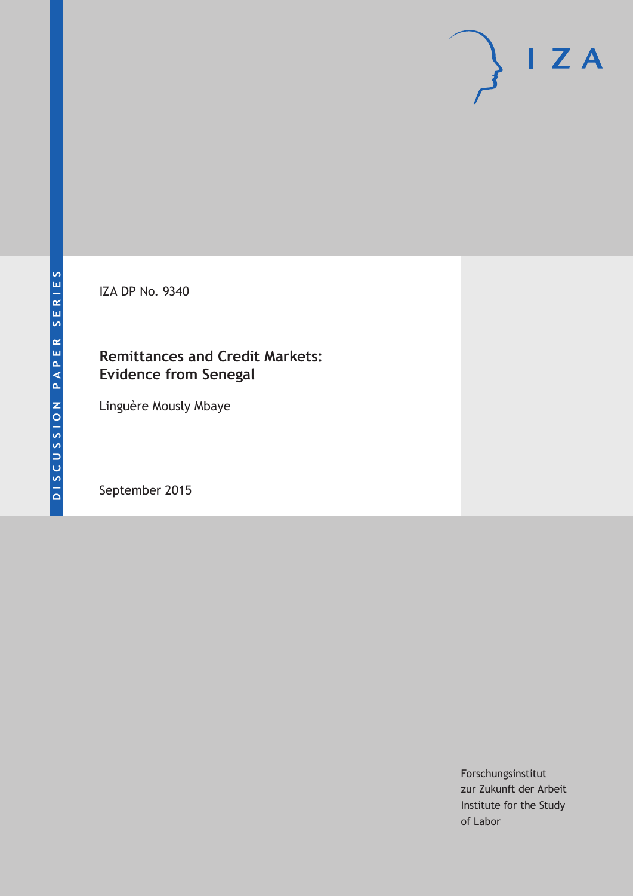DISCUSSION PAPER SERIES

IZA DP No. 9340

# Remittances and Credit Markets: Evidence from Senegal

Linguère Mously Mbaye

September 2015

Forschungsinstitut
zur Zukunft der Arbeit
Institute for the Study
of Labor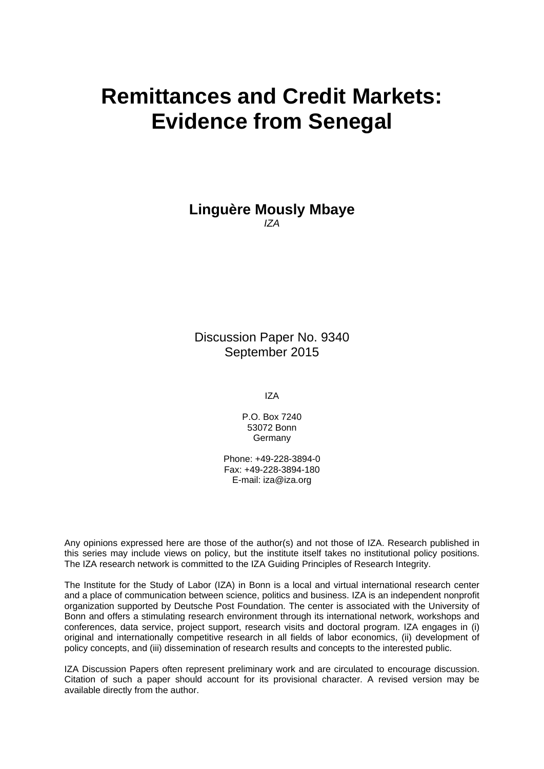# Remittances and Credit Markets: Evidence from Senegal

**Linguère Mously Mbaye**

*IZA*

Discussion Paper No. 9340
September 2015

IZA

P.O. Box 7240
53072 Bonn
Germany

Phone: +49-228-3894-0
Fax: +49-228-3894-180
E-mail: iza@iza.org

Any opinions expressed here are those of the author(s) and not those of IZA. Research published in this series may include views on policy, but the institute itself takes no institutional policy positions. The IZA research network is committed to the IZA Guiding Principles of Research Integrity.

The Institute for the Study of Labor (IZA) in Bonn is a local and virtual international research center and a place of communication between science, politics and business. IZA is an independent nonprofit organization supported by Deutsche Post Foundation. The center is associated with the University of Bonn and offers a stimulating research environment through its international network, workshops and conferences, data service, project support, research visits and doctoral program. IZA engages in (i) original and internationally competitive research in all fields of labor economics, (ii) development of policy concepts, and (iii) dissemination of research results and concepts to the interested public.

IZA Discussion Papers often represent preliminary work and are circulated to encourage discussion. Citation of such a paper should account for its provisional character. A revised version may be available directly from the author.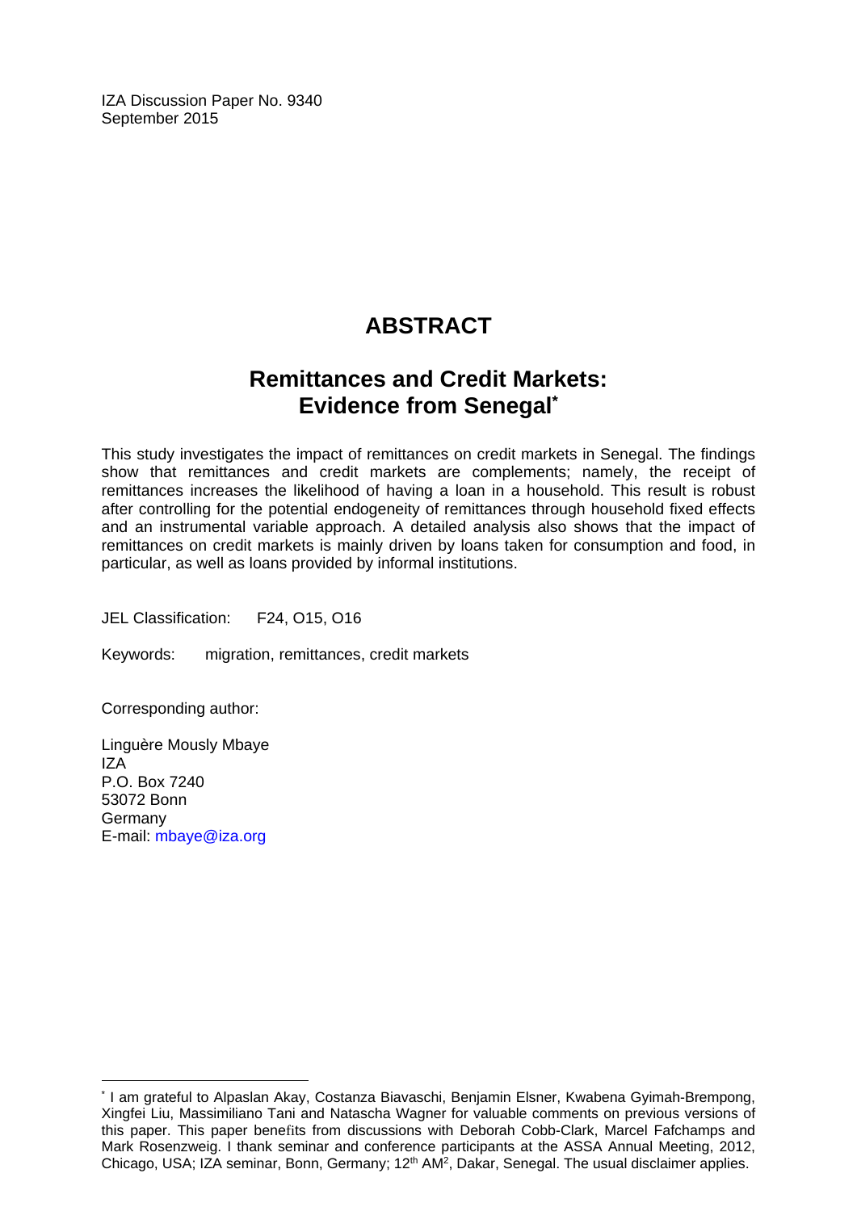IZA Discussion Paper No. 9340
September 2015

# ABSTRACT

## Remittances and Credit Markets: Evidence from Senegal*

This study investigates the impact of remittances on credit markets in Senegal. The findings show that remittances and credit markets are complements; namely, the receipt of remittances increases the likelihood of having a loan in a household. This result is robust after controlling for the potential endogeneity of remittances through household fixed effects and an instrumental variable approach. A detailed analysis also shows that the impact of remittances on credit markets is mainly driven by loans taken for consumption and food, in particular, as well as loans provided by informal institutions.

JEL Classification: F24, O15, O16

Keywords: migration, remittances, credit markets

Corresponding author:

Linguère Mously Mbaye
IZA
P.O. Box 7240
53072 Bonn
Germany
E-mail: mbaye@iza.org

---

* I am grateful to Alpaslan Akay, Costanza Biavaschi, Benjamin Elsner, Kwabena Gyimah-Brempong, Xingfei Liu, Massimiliano Tani and Natascha Wagner for valuable comments on previous versions of this paper. This paper benefits from discussions with Deborah Cobb-Clark, Marcel Fafchamps and Mark Rosenzweig. I thank seminar and conference participants at the ASSA Annual Meeting, 2012, Chicago, USA; IZA seminar, Bonn, Germany; 12th AM², Dakar, Senegal. The usual disclaimer applies.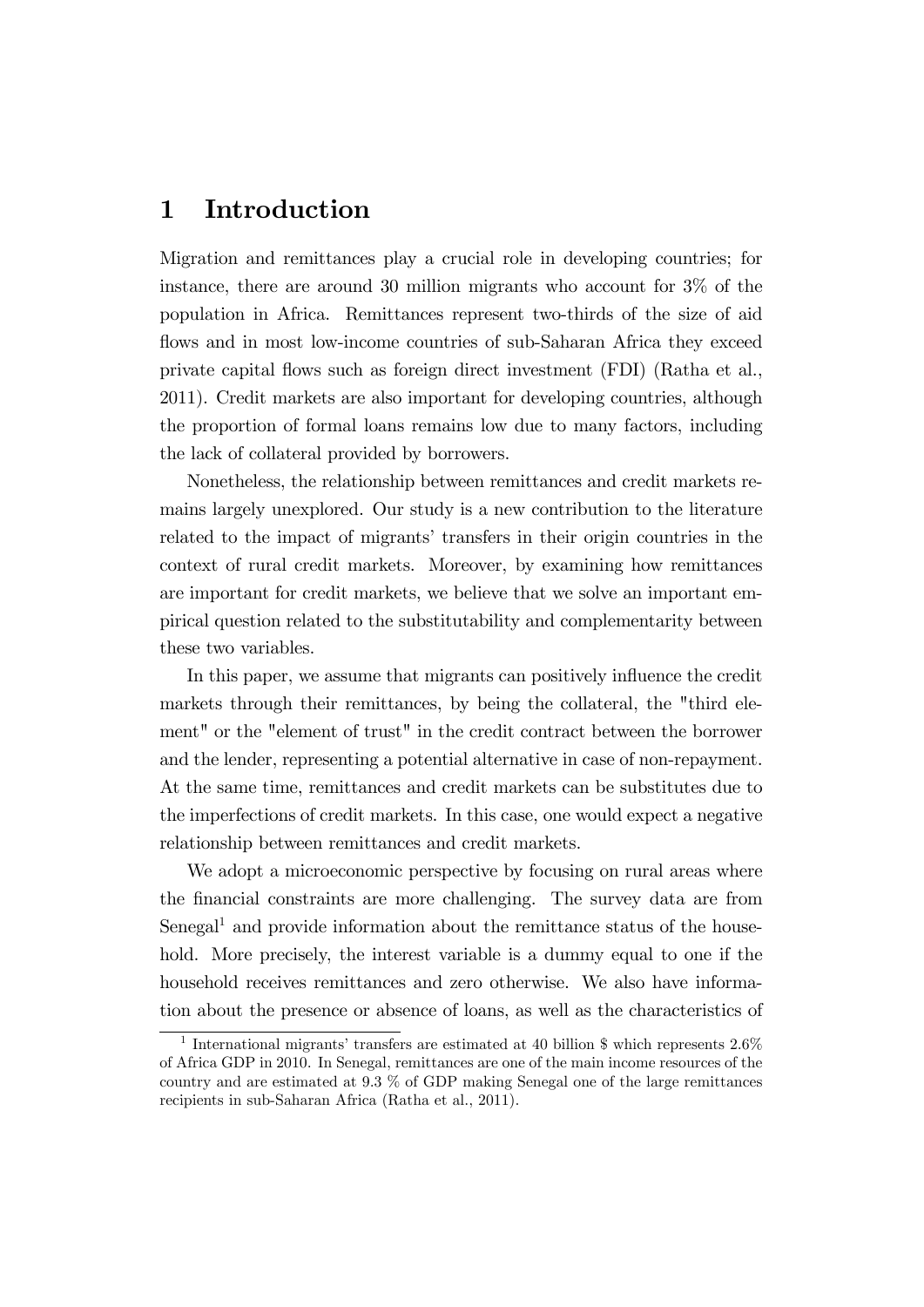# 1 Introduction

Migration and remittances play a crucial role in developing countries; for instance, there are around 30 million migrants who account for 3% of the population in Africa. Remittances represent two-thirds of the size of aid flows and in most low-income countries of sub-Saharan Africa they exceed private capital flows such as foreign direct investment (FDI) (Ratha et al., 2011). Credit markets are also important for developing countries, although the proportion of formal loans remains low due to many factors, including the lack of collateral provided by borrowers.

Nonetheless, the relationship between remittances and credit markets remains largely unexplored. Our study is a new contribution to the literature related to the impact of migrants' transfers in their origin countries in the context of rural credit markets. Moreover, by examining how remittances are important for credit markets, we believe that we solve an important empirical question related to the substitutability and complementarity between these two variables.

In this paper, we assume that migrants can positively influence the credit markets through their remittances, by being the collateral, the "third element" or the "element of trust" in the credit contract between the borrower and the lender, representing a potential alternative in case of non-repayment. At the same time, remittances and credit markets can be substitutes due to the imperfections of credit markets. In this case, one would expect a negative relationship between remittances and credit markets.

We adopt a microeconomic perspective by focusing on rural areas where the financial constraints are more challenging. The survey data are from Senegal[1] and provide information about the remittance status of the household. More precisely, the interest variable is a dummy equal to one if the household receives remittances and zero otherwise. We also have information about the presence or absence of loans, as well as the characteristics of

[1] International migrants' transfers are estimated at 40 billion $ which represents 2.6% of Africa GDP in 2010. In Senegal, remittances are one of the main income resources of the country and are estimated at 9.3 % of GDP making Senegal one of the large remittances recipients in sub-Saharan Africa (Ratha et al., 2011).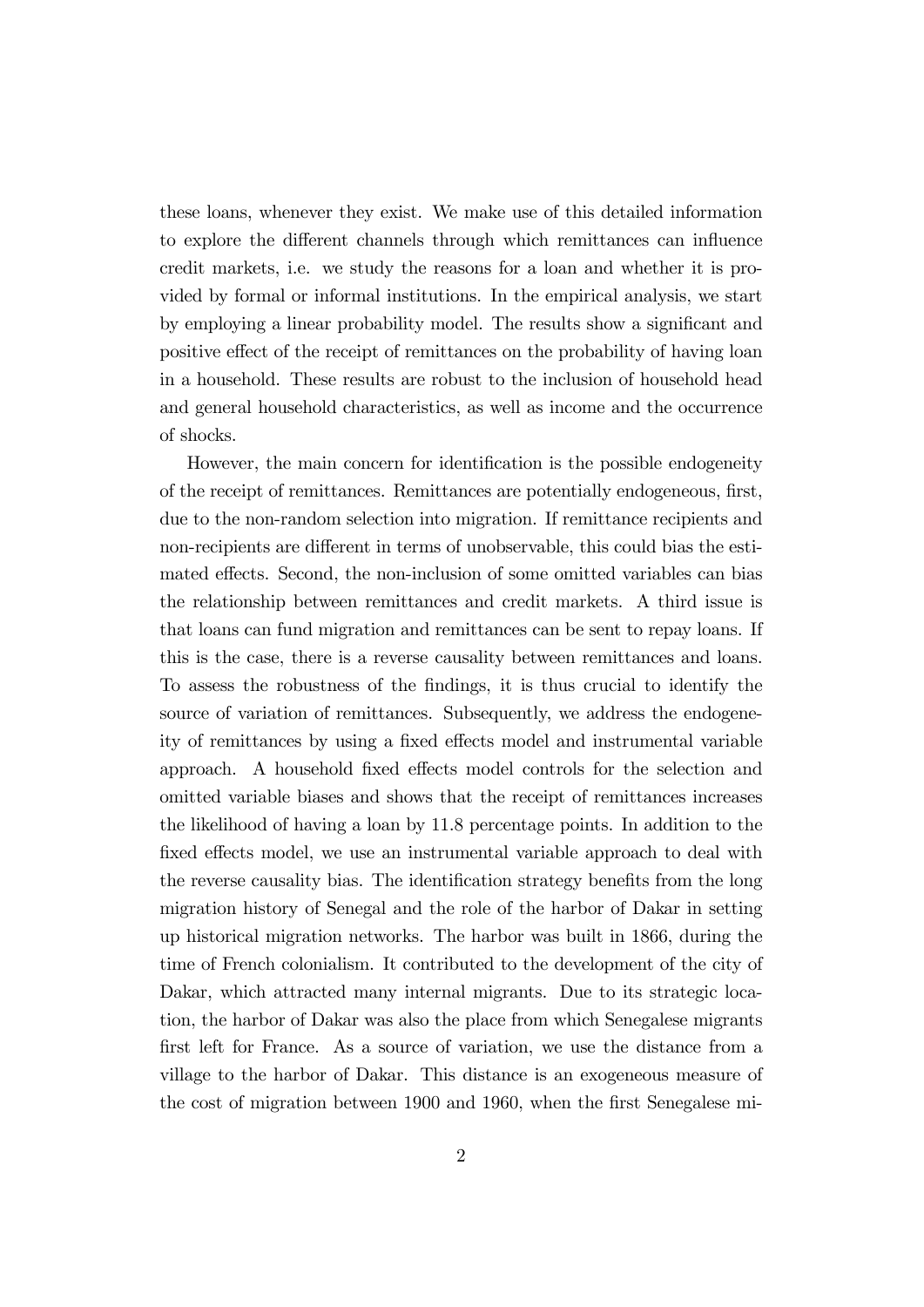these loans, whenever they exist. We make use of this detailed information to explore the different channels through which remittances can influence credit markets, i.e. we study the reasons for a loan and whether it is provided by formal or informal institutions. In the empirical analysis, we start by employing a linear probability model. The results show a significant and positive effect of the receipt of remittances on the probability of having loan in a household. These results are robust to the inclusion of household head and general household characteristics, as well as income and the occurrence of shocks.

However, the main concern for identification is the possible endogeneity of the receipt of remittances. Remittances are potentially endogeneous, first, due to the non-random selection into migration. If remittance recipients and non-recipients are different in terms of unobservable, this could bias the estimated effects. Second, the non-inclusion of some omitted variables can bias the relationship between remittances and credit markets. A third issue is that loans can fund migration and remittances can be sent to repay loans. If this is the case, there is a reverse causality between remittances and loans. To assess the robustness of the findings, it is thus crucial to identify the source of variation of remittances. Subsequently, we address the endogeneity of remittances by using a fixed effects model and instrumental variable approach. A household fixed effects model controls for the selection and omitted variable biases and shows that the receipt of remittances increases the likelihood of having a loan by 11.8 percentage points. In addition to the fixed effects model, we use an instrumental variable approach to deal with the reverse causality bias. The identification strategy benefits from the long migration history of Senegal and the role of the harbor of Dakar in setting up historical migration networks. The harbor was built in 1866, during the time of French colonialism. It contributed to the development of the city of Dakar, which attracted many internal migrants. Due to its strategic location, the harbor of Dakar was also the place from which Senegalese migrants first left for France. As a source of variation, we use the distance from a village to the harbor of Dakar. This distance is an exogeneous measure of the cost of migration between 1900 and 1960, when the first Senegalese mi-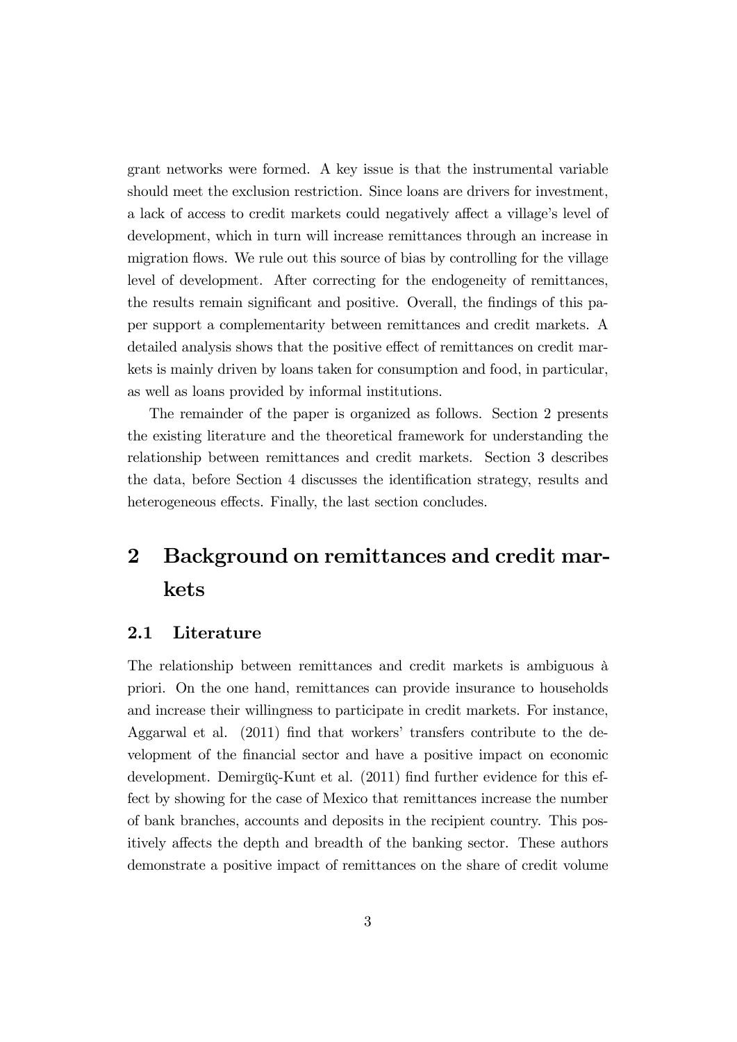grant networks were formed. A key issue is that the instrumental variable should meet the exclusion restriction. Since loans are drivers for investment, a lack of access to credit markets could negatively affect a village's level of development, which in turn will increase remittances through an increase in migration flows. We rule out this source of bias by controlling for the village level of development. After correcting for the endogeneity of remittances, the results remain significant and positive. Overall, the findings of this paper support a complementarity between remittances and credit markets. A detailed analysis shows that the positive effect of remittances on credit markets is mainly driven by loans taken for consumption and food, in particular, as well as loans provided by informal institutions.

The remainder of the paper is organized as follows. Section 2 presents the existing literature and the theoretical framework for understanding the relationship between remittances and credit markets. Section 3 describes the data, before Section 4 discusses the identification strategy, results and heterogeneous effects. Finally, the last section concludes.

# 2 Background on remittances and credit markets

## 2.1 Literature

The relationship between remittances and credit markets is ambiguous à priori. On the one hand, remittances can provide insurance to households and increase their willingness to participate in credit markets. For instance, Aggarwal et al. (2011) find that workers' transfers contribute to the development of the financial sector and have a positive impact on economic development. Demirgüç-Kunt et al. (2011) find further evidence for this effect by showing for the case of Mexico that remittances increase the number of bank branches, accounts and deposits in the recipient country. This positively affects the depth and breadth of the banking sector. These authors demonstrate a positive impact of remittances on the share of credit volume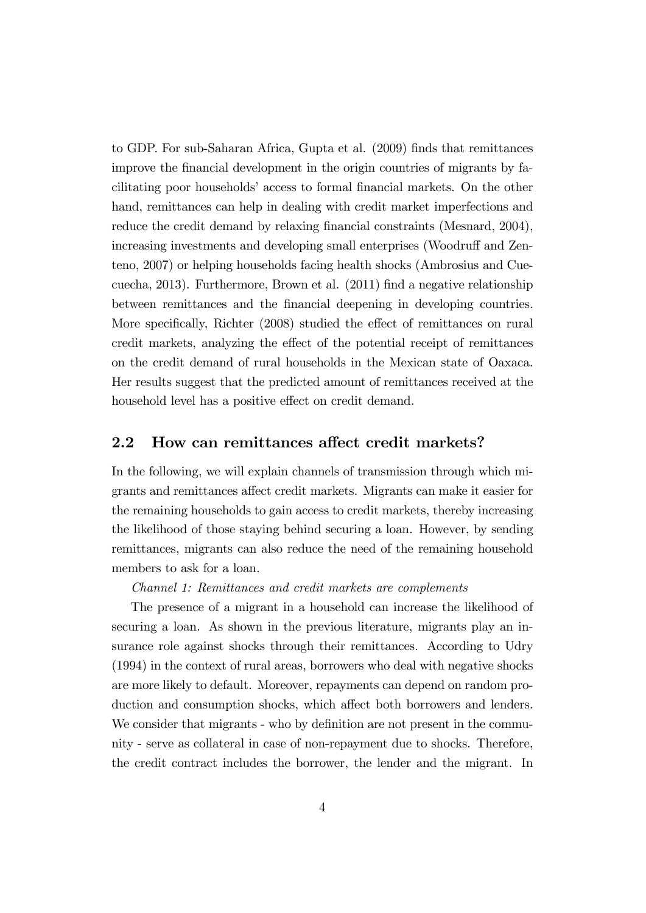to GDP. For sub-Saharan Africa, Gupta et al. (2009) finds that remittances improve the financial development in the origin countries of migrants by facilitating poor households' access to formal financial markets. On the other hand, remittances can help in dealing with credit market imperfections and reduce the credit demand by relaxing financial constraints (Mesnard, 2004), increasing investments and developing small enterprises (Woodruff and Zenteno, 2007) or helping households facing health shocks (Ambrosius and Cuecuecha, 2013). Furthermore, Brown et al. (2011) find a negative relationship between remittances and the financial deepening in developing countries. More specifically, Richter (2008) studied the effect of remittances on rural credit markets, analyzing the effect of the potential receipt of remittances on the credit demand of rural households in the Mexican state of Oaxaca. Her results suggest that the predicted amount of remittances received at the household level has a positive effect on credit demand.

## 2.2 How can remittances affect credit markets?

In the following, we will explain channels of transmission through which migrants and remittances affect credit markets. Migrants can make it easier for the remaining households to gain access to credit markets, thereby increasing the likelihood of those staying behind securing a loan. However, by sending remittances, migrants can also reduce the need of the remaining household members to ask for a loan.

*Channel 1: Remittances and credit markets are complements*

The presence of a migrant in a household can increase the likelihood of securing a loan. As shown in the previous literature, migrants play an insurance role against shocks through their remittances. According to Udry (1994) in the context of rural areas, borrowers who deal with negative shocks are more likely to default. Moreover, repayments can depend on random production and consumption shocks, which affect both borrowers and lenders. We consider that migrants - who by definition are not present in the community - serve as collateral in case of non-repayment due to shocks. Therefore, the credit contract includes the borrower, the lender and the migrant. In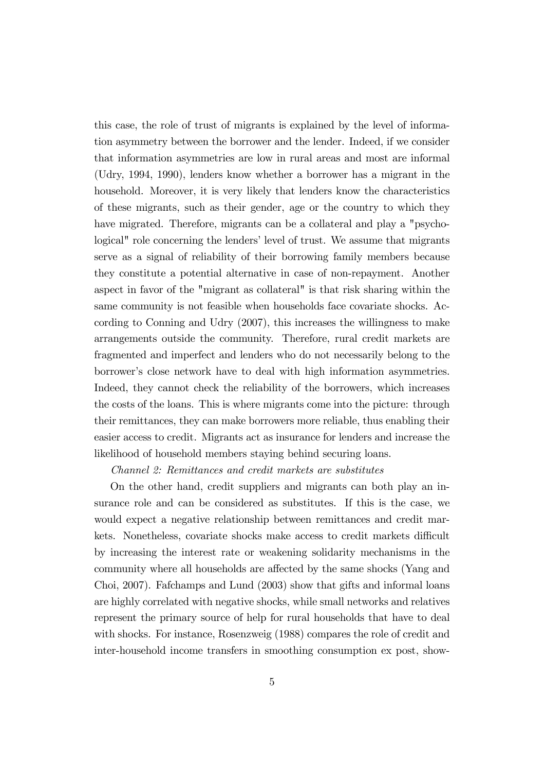this case, the role of trust of migrants is explained by the level of information asymmetry between the borrower and the lender. Indeed, if we consider that information asymmetries are low in rural areas and most are informal (Udry, 1994, 1990), lenders know whether a borrower has a migrant in the household. Moreover, it is very likely that lenders know the characteristics of these migrants, such as their gender, age or the country to which they have migrated. Therefore, migrants can be a collateral and play a "psychological" role concerning the lenders' level of trust. We assume that migrants serve as a signal of reliability of their borrowing family members because they constitute a potential alternative in case of non-repayment. Another aspect in favor of the "migrant as collateral" is that risk sharing within the same community is not feasible when households face covariate shocks. According to Conning and Udry (2007), this increases the willingness to make arrangements outside the community. Therefore, rural credit markets are fragmented and imperfect and lenders who do not necessarily belong to the borrower's close network have to deal with high information asymmetries. Indeed, they cannot check the reliability of the borrowers, which increases the costs of the loans. This is where migrants come into the picture: through their remittances, they can make borrowers more reliable, thus enabling their easier access to credit. Migrants act as insurance for lenders and increase the likelihood of household members staying behind securing loans.

*Channel 2: Remittances and credit markets are substitutes*

On the other hand, credit suppliers and migrants can both play an insurance role and can be considered as substitutes. If this is the case, we would expect a negative relationship between remittances and credit markets. Nonetheless, covariate shocks make access to credit markets difficult by increasing the interest rate or weakening solidarity mechanisms in the community where all households are affected by the same shocks (Yang and Choi, 2007). Fafchamps and Lund (2003) show that gifts and informal loans are highly correlated with negative shocks, while small networks and relatives represent the primary source of help for rural households that have to deal with shocks. For instance, Rosenzweig (1988) compares the role of credit and inter-household income transfers in smoothing consumption ex post, show-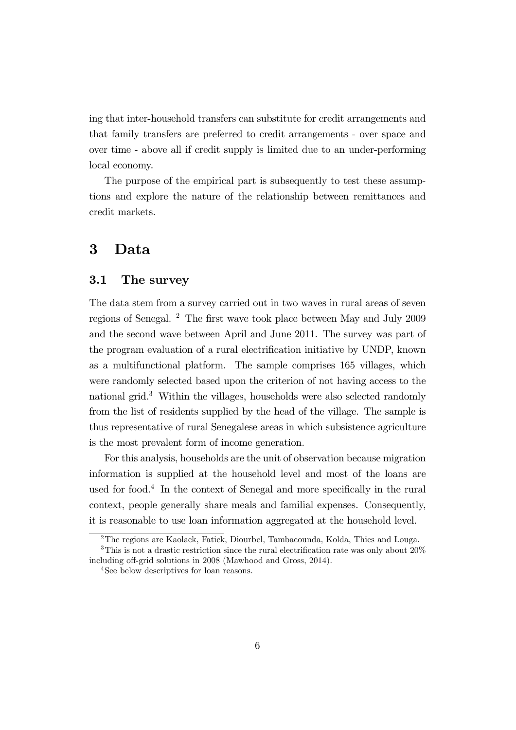ing that inter-household transfers can substitute for credit arrangements and that family transfers are preferred to credit arrangements - over space and over time - above all if credit supply is limited due to an under-performing local economy.

The purpose of the empirical part is subsequently to test these assumptions and explore the nature of the relationship between remittances and credit markets.

# 3 Data

## 3.1 The survey

The data stem from a survey carried out in two waves in rural areas of seven regions of Senegal. [2] The first wave took place between May and July 2009 and the second wave between April and June 2011. The survey was part of the program evaluation of a rural electrification initiative by UNDP, known as a multifunctional platform. The sample comprises 165 villages, which were randomly selected based upon the criterion of not having access to the national grid.[3] Within the villages, households were also selected randomly from the list of residents supplied by the head of the village. The sample is thus representative of rural Senegalese areas in which subsistence agriculture is the most prevalent form of income generation.

For this analysis, households are the unit of observation because migration information is supplied at the household level and most of the loans are used for food.[4] In the context of Senegal and more specifically in the rural context, people generally share meals and familial expenses. Consequently, it is reasonable to use loan information aggregated at the household level.

[2] The regions are Kaolack, Fatick, Diourbel, Tambacounda, Kolda, Thies and Louga.

[3] This is not a drastic restriction since the rural electrification rate was only about 20% including off-grid solutions in 2008 (Mawhood and Gross, 2014).

[4] See below descriptives for loan reasons.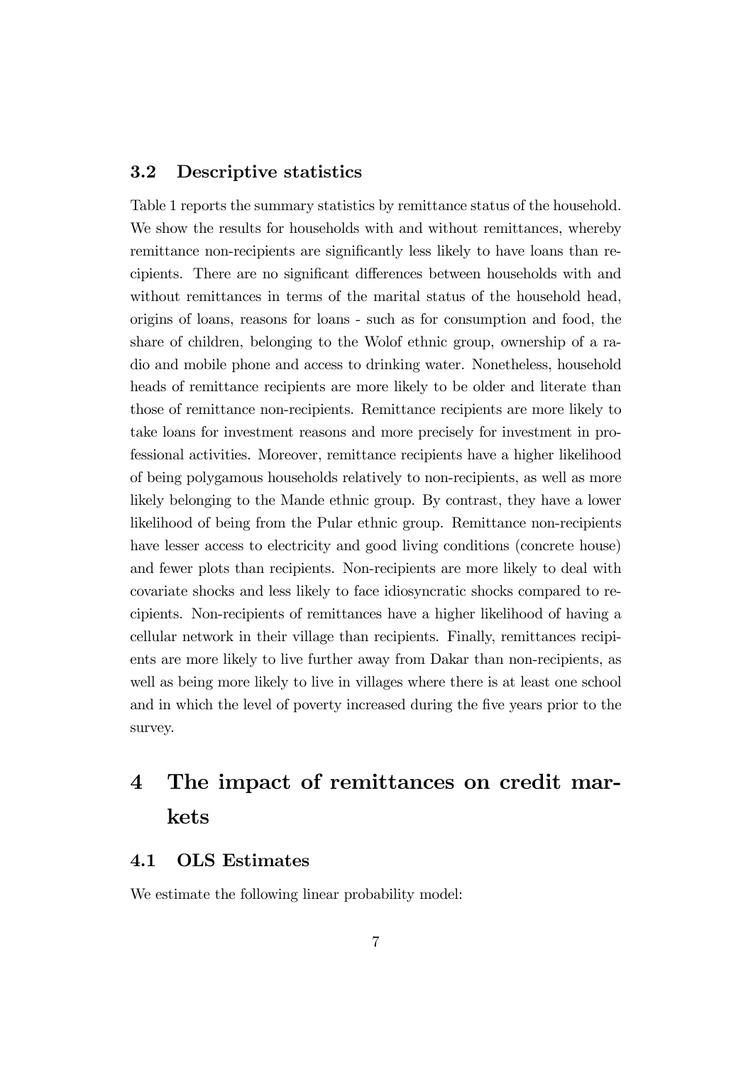### 3.2 Descriptive statistics

Table 1 reports the summary statistics by remittance status of the household. We show the results for households with and without remittances, whereby remittance non-recipients are significantly less likely to have loans than recipients. There are no significant differences between households with and without remittances in terms of the marital status of the household head, origins of loans, reasons for loans - such as for consumption and food, the share of children, belonging to the Wolof ethnic group, ownership of a radio and mobile phone and access to drinking water. Nonetheless, household heads of remittance recipients are more likely to be older and literate than those of remittance non-recipients. Remittance recipients are more likely to take loans for investment reasons and more precisely for investment in professional activities. Moreover, remittance recipients have a higher likelihood of being polygamous households relatively to non-recipients, as well as more likely belonging to the Mande ethnic group. By contrast, they have a lower likelihood of being from the Pular ethnic group. Remittance non-recipients have lesser access to electricity and good living conditions (concrete house) and fewer plots than recipients. Non-recipients are more likely to deal with covariate shocks and less likely to face idiosyncratic shocks compared to recipients. Non-recipients of remittances have a higher likelihood of having a cellular network in their village than recipients. Finally, remittances recipients are more likely to live further away from Dakar than non-recipients, as well as being more likely to live in villages where there is at least one school and in which the level of poverty increased during the five years prior to the survey.

# 4 The impact of remittances on credit markets

### 4.1 OLS Estimates

We estimate the following linear probability model: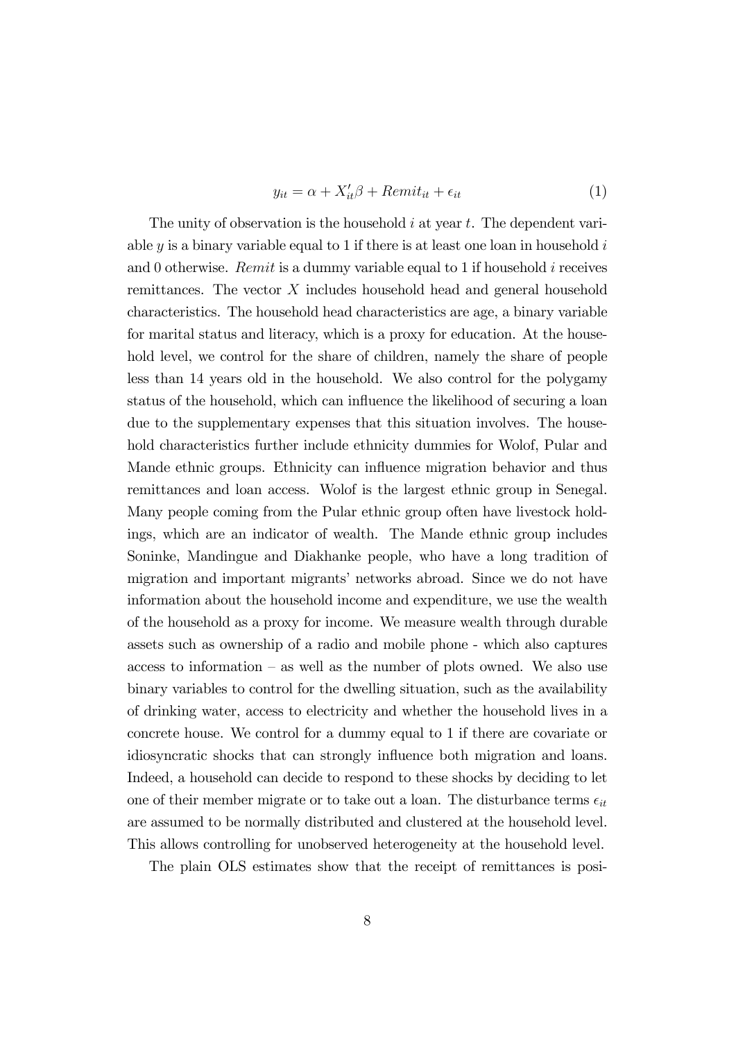$$y_{it} = \alpha + X_{it}'\beta + Remit_{it} + \epsilon_{it} \tag{1}$$

The unity of observation is the household $i$ at year $t$. The dependent variable $y$ is a binary variable equal to 1 if there is at least one loan in household $i$ and 0 otherwise. $Remit$ is a dummy variable equal to 1 if household $i$ receives remittances. The vector $X$ includes household head and general household characteristics. The household head characteristics are age, a binary variable for marital status and literacy, which is a proxy for education. At the household level, we control for the share of children, namely the share of people less than 14 years old in the household. We also control for the polygamy status of the household, which can influence the likelihood of securing a loan due to the supplementary expenses that this situation involves. The household characteristics further include ethnicity dummies for Wolof, Pular and Mande ethnic groups. Ethnicity can influence migration behavior and thus remittances and loan access. Wolof is the largest ethnic group in Senegal. Many people coming from the Pular ethnic group often have livestock holdings, which are an indicator of wealth. The Mande ethnic group includes Soninke, Mandingue and Diakhanke people, who have a long tradition of migration and important migrants' networks abroad. Since we do not have information about the household income and expenditure, we use the wealth of the household as a proxy for income. We measure wealth through durable assets such as ownership of a radio and mobile phone - which also captures access to information – as well as the number of plots owned. We also use binary variables to control for the dwelling situation, such as the availability of drinking water, access to electricity and whether the household lives in a concrete house. We control for a dummy equal to 1 if there are covariate or idiosyncratic shocks that can strongly influence both migration and loans. Indeed, a household can decide to respond to these shocks by deciding to let one of their member migrate or to take out a loan. The disturbance terms $\epsilon_{it}$ are assumed to be normally distributed and clustered at the household level. This allows controlling for unobserved heterogeneity at the household level.

The plain OLS estimates show that the receipt of remittances is posi-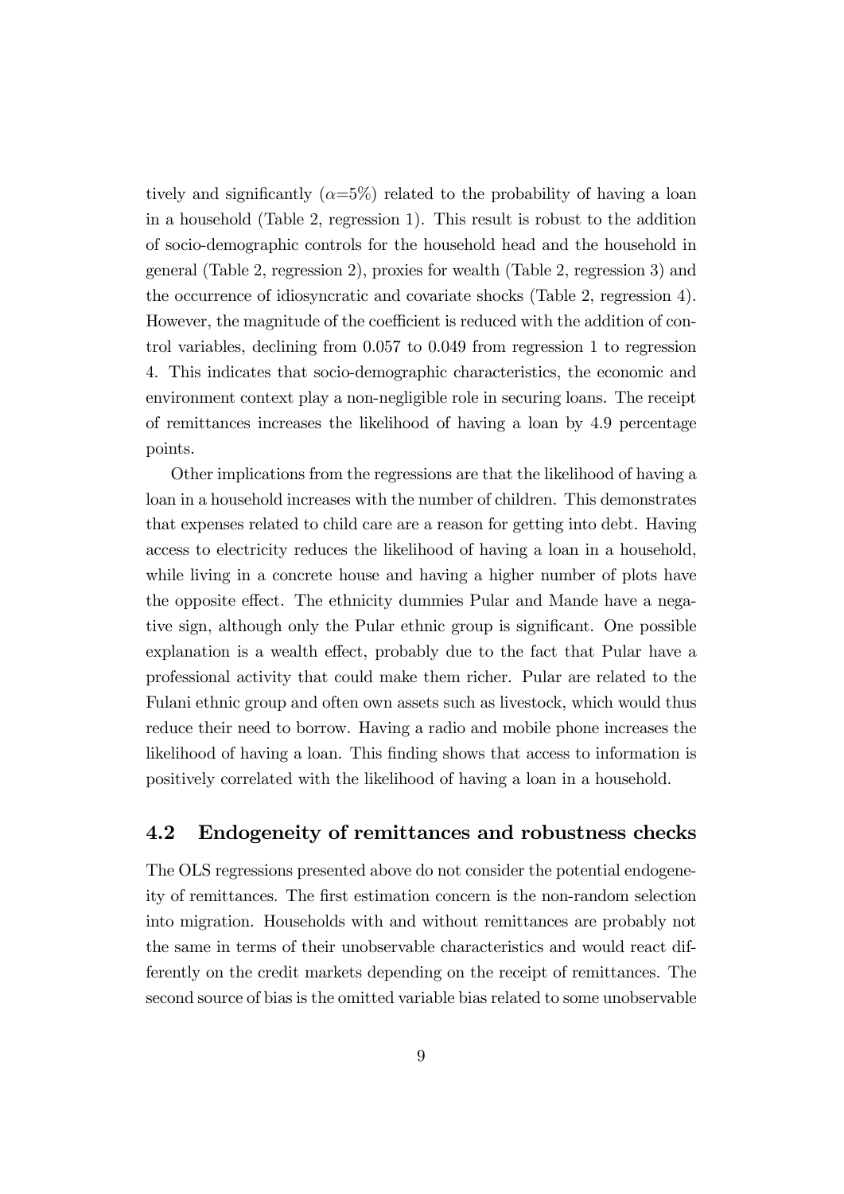tively and significantly ($\alpha$=5%) related to the probability of having a loan in a household (Table 2, regression 1). This result is robust to the addition of socio-demographic controls for the household head and the household in general (Table 2, regression 2), proxies for wealth (Table 2, regression 3) and the occurrence of idiosyncratic and covariate shocks (Table 2, regression 4). However, the magnitude of the coefficient is reduced with the addition of control variables, declining from 0.057 to 0.049 from regression 1 to regression 4. This indicates that socio-demographic characteristics, the economic and environment context play a non-negligible role in securing loans. The receipt of remittances increases the likelihood of having a loan by 4.9 percentage points.

Other implications from the regressions are that the likelihood of having a loan in a household increases with the number of children. This demonstrates that expenses related to child care are a reason for getting into debt. Having access to electricity reduces the likelihood of having a loan in a household, while living in a concrete house and having a higher number of plots have the opposite effect. The ethnicity dummies Pular and Mande have a negative sign, although only the Pular ethnic group is significant. One possible explanation is a wealth effect, probably due to the fact that Pular have a professional activity that could make them richer. Pular are related to the Fulani ethnic group and often own assets such as livestock, which would thus reduce their need to borrow. Having a radio and mobile phone increases the likelihood of having a loan. This finding shows that access to information is positively correlated with the likelihood of having a loan in a household.

## 4.2 Endogeneity of remittances and robustness checks

The OLS regressions presented above do not consider the potential endogeneity of remittances. The first estimation concern is the non-random selection into migration. Households with and without remittances are probably not the same in terms of their unobservable characteristics and would react differently on the credit markets depending on the receipt of remittances. The second source of bias is the omitted variable bias related to some unobservable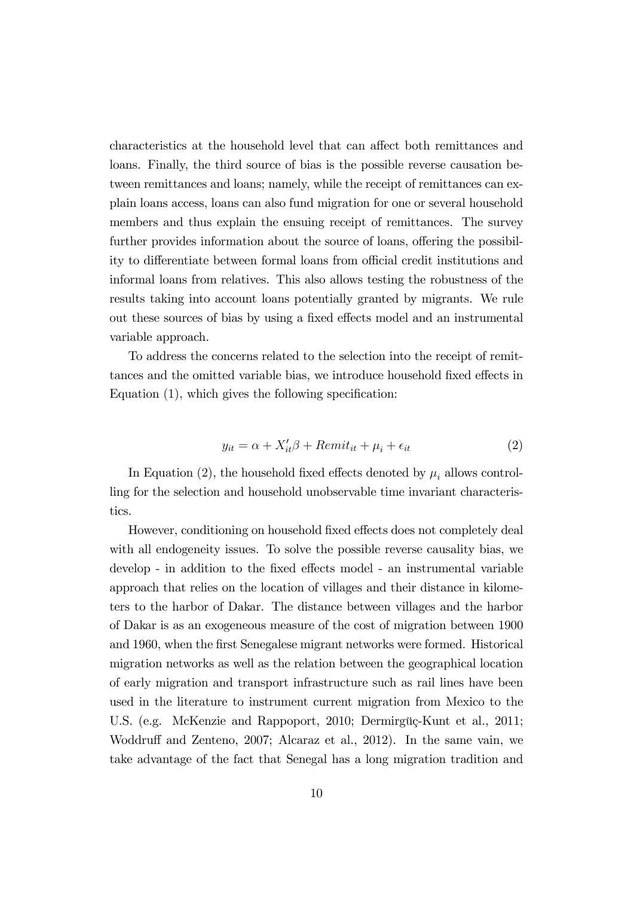characteristics at the household level that can affect both remittances and loans. Finally, the third source of bias is the possible reverse causation between remittances and loans; namely, while the receipt of remittances can explain loans access, loans can also fund migration for one or several household members and thus explain the ensuing receipt of remittances. The survey further provides information about the source of loans, offering the possibility to differentiate between formal loans from official credit institutions and informal loans from relatives. This also allows testing the robustness of the results taking into account loans potentially granted by migrants. We rule out these sources of bias by using a fixed effects model and an instrumental variable approach.

To address the concerns related to the selection into the receipt of remittances and the omitted variable bias, we introduce household fixed effects in Equation (1), which gives the following specification:

$$y_{it} = \alpha + X_{it}'\beta + Remit_{it} + \mu_i + \epsilon_{it} \tag{2}$$

In Equation (2), the household fixed effects denoted by $\mu_i$ allows controlling for the selection and household unobservable time invariant characteristics.

However, conditioning on household fixed effects does not completely deal with all endogeneity issues. To solve the possible reverse causality bias, we develop - in addition to the fixed effects model - an instrumental variable approach that relies on the location of villages and their distance in kilometers to the harbor of Dakar. The distance between villages and the harbor of Dakar is as an exogeneous measure of the cost of migration between 1900 and 1960, when the first Senegalese migrant networks were formed. Historical migration networks as well as the relation between the geographical location of early migration and transport infrastructure such as rail lines have been used in the literature to instrument current migration from Mexico to the U.S. (e.g. McKenzie and Rappoport, 2010; Dermirgüç-Kunt et al., 2011; Woddruff and Zenteno, 2007; Alcaraz et al., 2012). In the same vain, we take advantage of the fact that Senegal has a long migration tradition and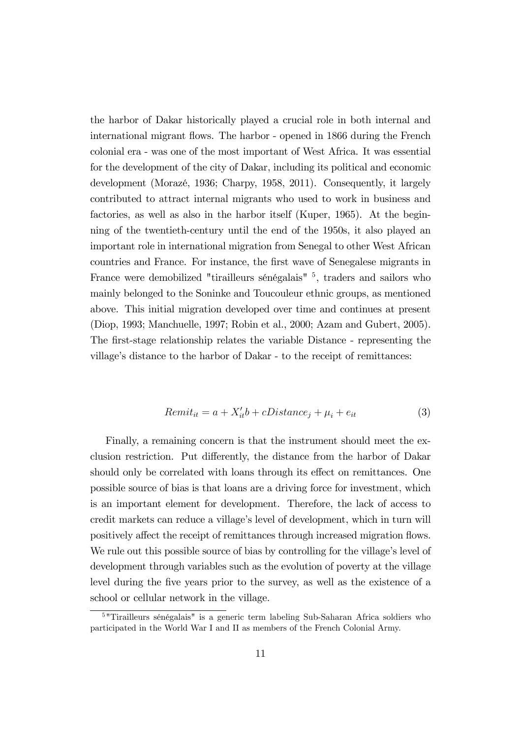the harbor of Dakar historically played a crucial role in both internal and international migrant flows. The harbor - opened in 1866 during the French colonial era - was one of the most important of West Africa. It was essential for the development of the city of Dakar, including its political and economic development (Morazé, 1936; Charpy, 1958, 2011). Consequently, it largely contributed to attract internal migrants who used to work in business and factories, as well as also in the harbor itself (Kuper, 1965). At the beginning of the twentieth-century until the end of the 1950s, it also played an important role in international migration from Senegal to other West African countries and France. For instance, the first wave of Senegalese migrants in France were demobilized "tirailleurs sénégalais" [5], traders and sailors who mainly belonged to the Soninke and Toucouleur ethnic groups, as mentioned above. This initial migration developed over time and continues at present (Diop, 1993; Manchuelle, 1997; Robin et al., 2000; Azam and Gubert, 2005). The first-stage relationship relates the variable Distance - representing the village's distance to the harbor of Dakar - to the receipt of remittances:

$$Remit_{it} = a + X_{it}'b + cDistance_j + \mu_i + e_{it} \tag{3}$$

Finally, a remaining concern is that the instrument should meet the exclusion restriction. Put differently, the distance from the harbor of Dakar should only be correlated with loans through its effect on remittances. One possible source of bias is that loans are a driving force for investment, which is an important element for development. Therefore, the lack of access to credit markets can reduce a village's level of development, which in turn will positively affect the receipt of remittances through increased migration flows. We rule out this possible source of bias by controlling for the village's level of development through variables such as the evolution of poverty at the village level during the five years prior to the survey, as well as the existence of a school or cellular network in the village.

[5] "Tirailleurs sénégalais" is a generic term labeling Sub-Saharan Africa soldiers who participated in the World War I and II as members of the French Colonial Army.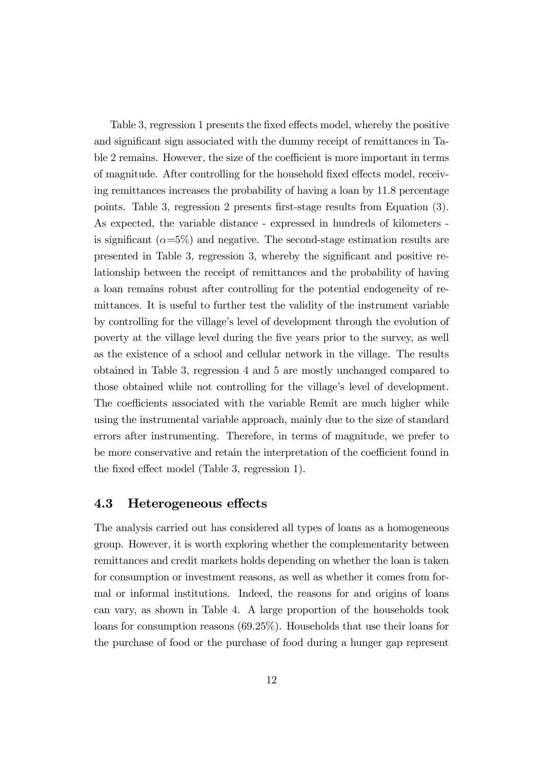Table 3, regression 1 presents the fixed effects model, whereby the positive and significant sign associated with the dummy receipt of remittances in Table 2 remains. However, the size of the coefficient is more important in terms of magnitude. After controlling for the household fixed effects model, receiving remittances increases the probability of having a loan by 11.8 percentage points. Table 3, regression 2 presents first-stage results from Equation (3). As expected, the variable distance - expressed in hundreds of kilometers - is significant ($\alpha$=5%) and negative. The second-stage estimation results are presented in Table 3, regression 3, whereby the significant and positive relationship between the receipt of remittances and the probability of having a loan remains robust after controlling for the potential endogeneity of remittances. It is useful to further test the validity of the instrument variable by controlling for the village's level of development through the evolution of poverty at the village level during the five years prior to the survey, as well as the existence of a school and cellular network in the village. The results obtained in Table 3, regression 4 and 5 are mostly unchanged compared to those obtained while not controlling for the village's level of development. The coefficients associated with the variable Remit are much higher while using the instrumental variable approach, mainly due to the size of standard errors after instrumenting. Therefore, in terms of magnitude, we prefer to be more conservative and retain the interpretation of the coefficient found in the fixed effect model (Table 3, regression 1).

### 4.3 Heterogeneous effects

The analysis carried out has considered all types of loans as a homogeneous group. However, it is worth exploring whether the complementarity between remittances and credit markets holds depending on whether the loan is taken for consumption or investment reasons, as well as whether it comes from formal or informal institutions. Indeed, the reasons for and origins of loans can vary, as shown in Table 4. A large proportion of the households took loans for consumption reasons (69.25%). Households that use their loans for the purchase of food or the purchase of food during a hunger gap represent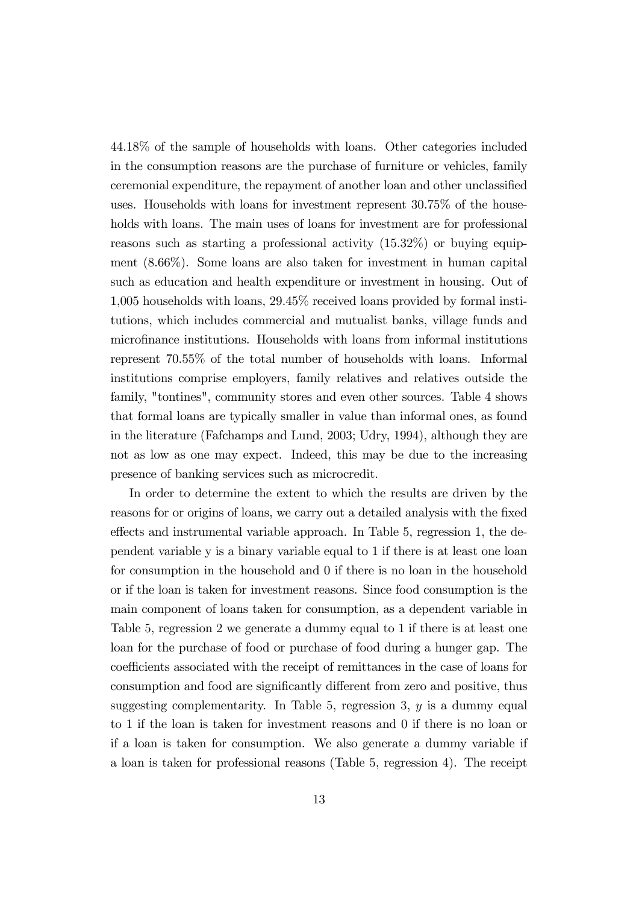44.18% of the sample of households with loans. Other categories included in the consumption reasons are the purchase of furniture or vehicles, family ceremonial expenditure, the repayment of another loan and other unclassified uses. Households with loans for investment represent 30.75% of the households with loans. The main uses of loans for investment are for professional reasons such as starting a professional activity (15.32%) or buying equipment (8.66%). Some loans are also taken for investment in human capital such as education and health expenditure or investment in housing. Out of 1,005 households with loans, 29.45% received loans provided by formal institutions, which includes commercial and mutualist banks, village funds and microfinance institutions. Households with loans from informal institutions represent 70.55% of the total number of households with loans. Informal institutions comprise employers, family relatives and relatives outside the family, "tontines", community stores and even other sources. Table 4 shows that formal loans are typically smaller in value than informal ones, as found in the literature (Fafchamps and Lund, 2003; Udry, 1994), although they are not as low as one may expect. Indeed, this may be due to the increasing presence of banking services such as microcredit.

In order to determine the extent to which the results are driven by the reasons for or origins of loans, we carry out a detailed analysis with the fixed effects and instrumental variable approach. In Table 5, regression 1, the dependent variable y is a binary variable equal to 1 if there is at least one loan for consumption in the household and 0 if there is no loan in the household or if the loan is taken for investment reasons. Since food consumption is the main component of loans taken for consumption, as a dependent variable in Table 5, regression 2 we generate a dummy equal to 1 if there is at least one loan for the purchase of food or purchase of food during a hunger gap. The coefficients associated with the receipt of remittances in the case of loans for consumption and food are significantly different from zero and positive, thus suggesting complementarity. In Table 5, regression 3, $y$ is a dummy equal to 1 if the loan is taken for investment reasons and 0 if there is no loan or if a loan is taken for consumption. We also generate a dummy variable if a loan is taken for professional reasons (Table 5, regression 4). The receipt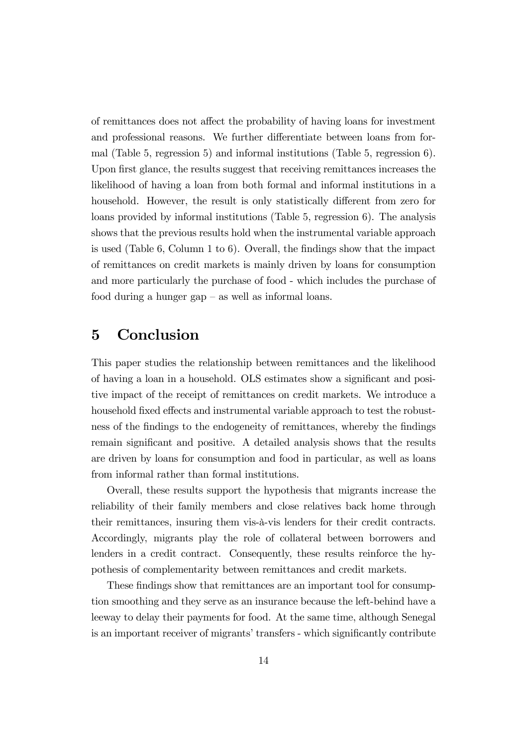of remittances does not affect the probability of having loans for investment and professional reasons. We further differentiate between loans from formal (Table 5, regression 5) and informal institutions (Table 5, regression 6). Upon first glance, the results suggest that receiving remittances increases the likelihood of having a loan from both formal and informal institutions in a household. However, the result is only statistically different from zero for loans provided by informal institutions (Table 5, regression 6). The analysis shows that the previous results hold when the instrumental variable approach is used (Table 6, Column 1 to 6). Overall, the findings show that the impact of remittances on credit markets is mainly driven by loans for consumption and more particularly the purchase of food - which includes the purchase of food during a hunger gap – as well as informal loans.

# 5 Conclusion

This paper studies the relationship between remittances and the likelihood of having a loan in a household. OLS estimates show a significant and positive impact of the receipt of remittances on credit markets. We introduce a household fixed effects and instrumental variable approach to test the robustness of the findings to the endogeneity of remittances, whereby the findings remain significant and positive. A detailed analysis shows that the results are driven by loans for consumption and food in particular, as well as loans from informal rather than formal institutions.

Overall, these results support the hypothesis that migrants increase the reliability of their family members and close relatives back home through their remittances, insuring them vis-à-vis lenders for their credit contracts. Accordingly, migrants play the role of collateral between borrowers and lenders in a credit contract. Consequently, these results reinforce the hypothesis of complementarity between remittances and credit markets.

These findings show that remittances are an important tool for consumption smoothing and they serve as an insurance because the left-behind have a leeway to delay their payments for food. At the same time, although Senegal is an important receiver of migrants' transfers - which significantly contribute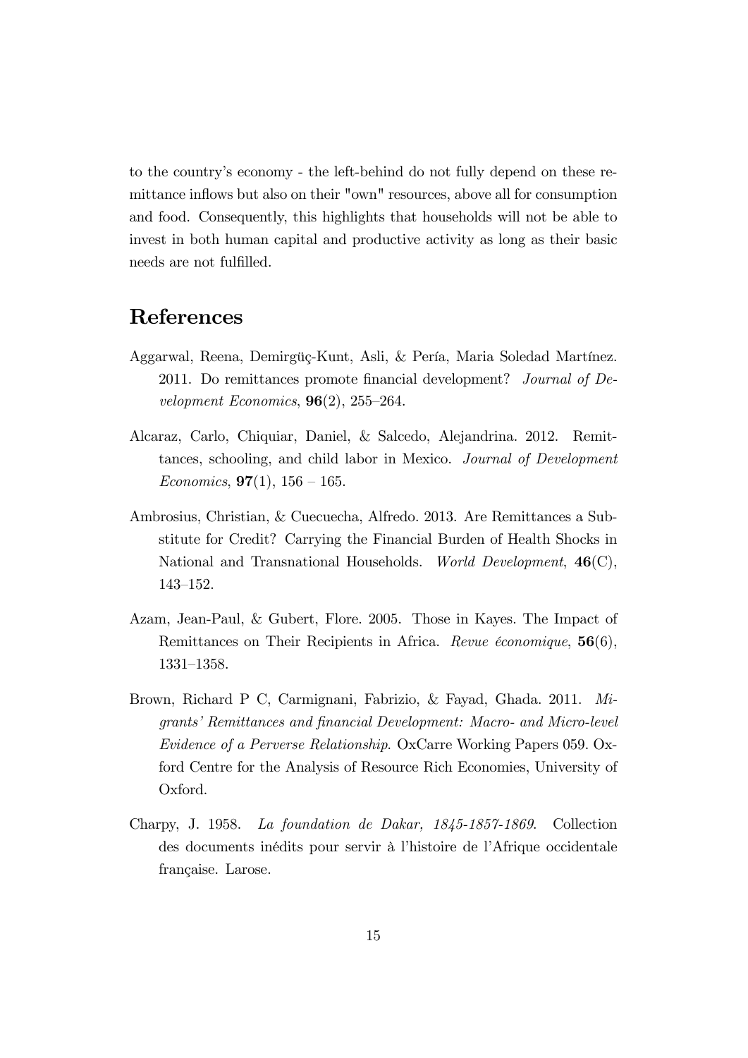to the country's economy - the left-behind do not fully depend on these remittance inflows but also on their "own" resources, above all for consumption and food. Consequently, this highlights that households will not be able to invest in both human capital and productive activity as long as their basic needs are not fulfilled.

# References

Aggarwal, Reena, Demirgüç-Kunt, Asli, & Pería, Maria Soledad Martínez. 2011. Do remittances promote financial development? *Journal of Development Economics*, **96**(2), 255–264.

Alcaraz, Carlo, Chiquiar, Daniel, & Salcedo, Alejandrina. 2012. Remittances, schooling, and child labor in Mexico. *Journal of Development Economics*, **97**(1), 156 – 165.

Ambrosius, Christian, & Cuecuecha, Alfredo. 2013. Are Remittances a Substitute for Credit? Carrying the Financial Burden of Health Shocks in National and Transnational Households. *World Development*, **46**(C), 143–152.

Azam, Jean-Paul, & Gubert, Flore. 2005. Those in Kayes. The Impact of Remittances on Their Recipients in Africa. *Revue économique*, **56**(6), 1331–1358.

Brown, Richard P C, Carmignani, Fabrizio, & Fayad, Ghada. 2011. *Migrants' Remittances and financial Development: Macro- and Micro-level Evidence of a Perverse Relationship*. OxCarre Working Papers 059. Oxford Centre for the Analysis of Resource Rich Economies, University of Oxford.

Charpy, J. 1958. *La foundation de Dakar, 1845-1857-1869*. Collection des documents inédits pour servir à l'histoire de l'Afrique occidentale française. Larose.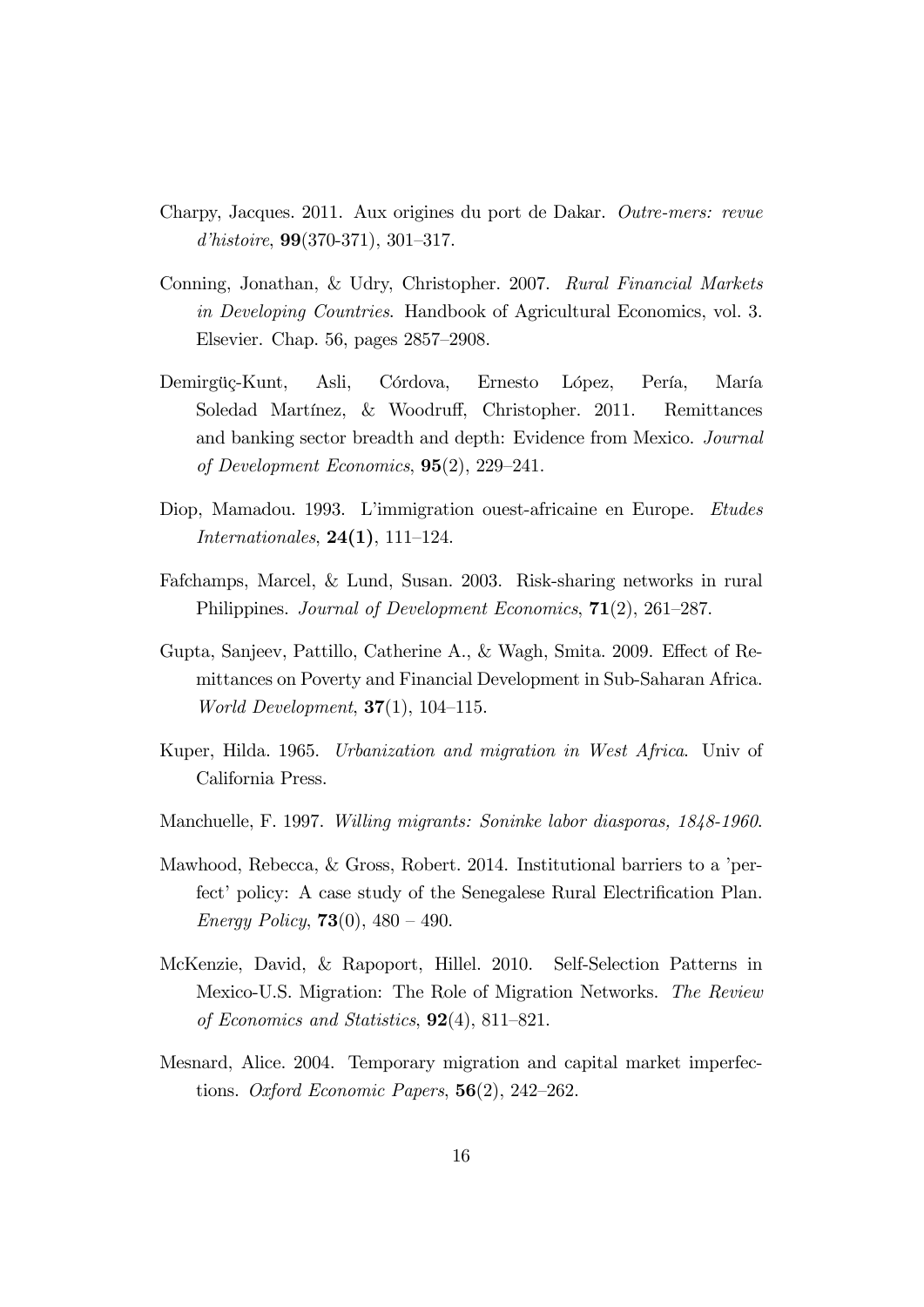Charpy, Jacques. 2011. Aux origines du port de Dakar. *Outre-mers: revue d'histoire*, **99**(370-371), 301–317.

Conning, Jonathan, & Udry, Christopher. 2007. *Rural Financial Markets in Developing Countries*. Handbook of Agricultural Economics, vol. 3. Elsevier. Chap. 56, pages 2857–2908.

Demirgüç-Kunt, Asli, Córdova, Ernesto López, Pería, María Soledad Martínez, & Woodruff, Christopher. 2011. Remittances and banking sector breadth and depth: Evidence from Mexico. *Journal of Development Economics*, **95**(2), 229–241.

Diop, Mamadou. 1993. L'immigration ouest-africaine en Europe. *Etudes Internationales*, **24(1)**, 111–124.

Fafchamps, Marcel, & Lund, Susan. 2003. Risk-sharing networks in rural Philippines. *Journal of Development Economics*, **71**(2), 261–287.

Gupta, Sanjeev, Pattillo, Catherine A., & Wagh, Smita. 2009. Effect of Remittances on Poverty and Financial Development in Sub-Saharan Africa. *World Development*, **37**(1), 104–115.

Kuper, Hilda. 1965. *Urbanization and migration in West Africa*. Univ of California Press.

Manchuelle, F. 1997. *Willing migrants: Soninke labor diasporas, 1848-1960*.

Mawhood, Rebecca, & Gross, Robert. 2014. Institutional barriers to a 'perfect' policy: A case study of the Senegalese Rural Electrification Plan. *Energy Policy*, **73**(0), 480 – 490.

McKenzie, David, & Rapoport, Hillel. 2010. Self-Selection Patterns in Mexico-U.S. Migration: The Role of Migration Networks. *The Review of Economics and Statistics*, **92**(4), 811–821.

Mesnard, Alice. 2004. Temporary migration and capital market imperfections. *Oxford Economic Papers*, **56**(2), 242–262.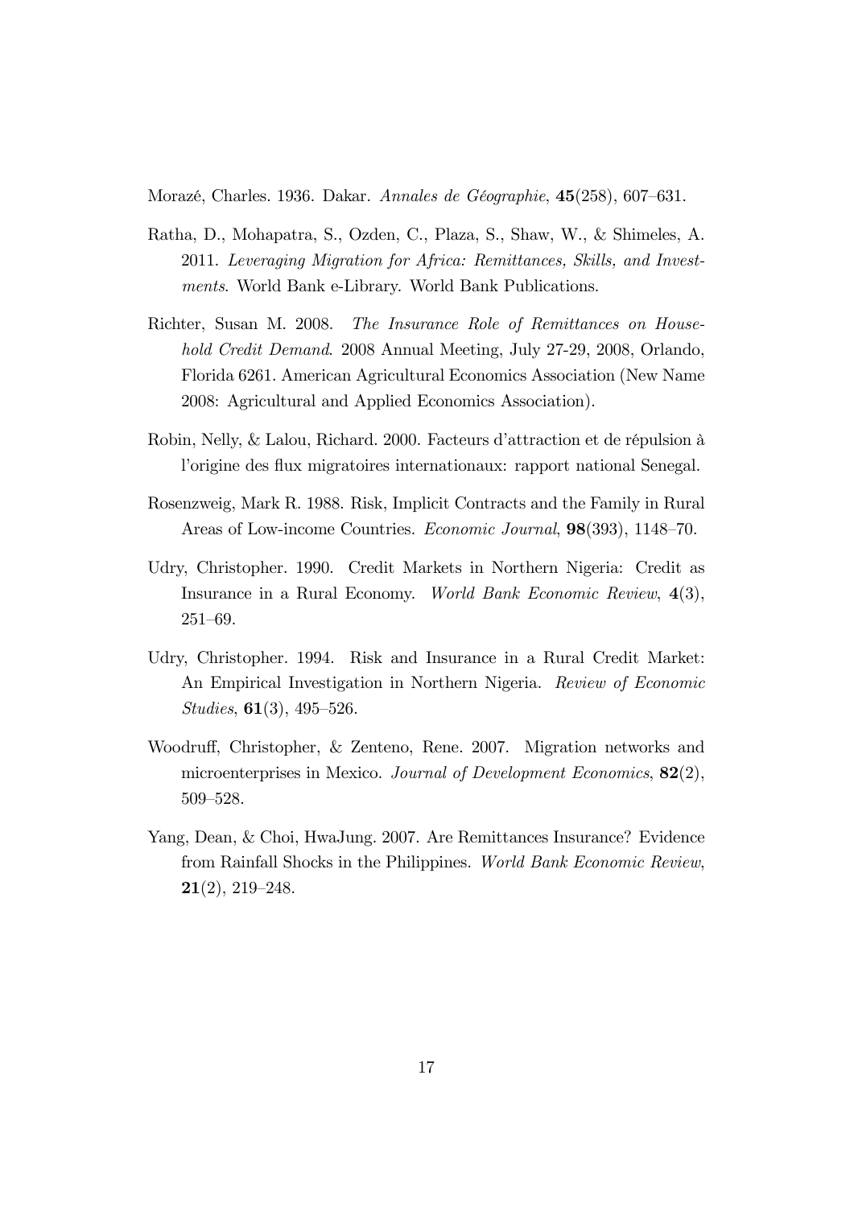Morazé, Charles. 1936. Dakar. *Annales de Géographie*, **45**(258), 607–631.

Ratha, D., Mohapatra, S., Ozden, C., Plaza, S., Shaw, W., & Shimeles, A. 2011. *Leveraging Migration for Africa: Remittances, Skills, and Investments*. World Bank e-Library. World Bank Publications.

Richter, Susan M. 2008. *The Insurance Role of Remittances on Household Credit Demand*. 2008 Annual Meeting, July 27-29, 2008, Orlando, Florida 6261. American Agricultural Economics Association (New Name 2008: Agricultural and Applied Economics Association).

Robin, Nelly, & Lalou, Richard. 2000. Facteurs d'attraction et de répulsion à l'origine des flux migratoires internationaux: rapport national Senegal.

Rosenzweig, Mark R. 1988. Risk, Implicit Contracts and the Family in Rural Areas of Low-income Countries. *Economic Journal*, **98**(393), 1148–70.

Udry, Christopher. 1990. Credit Markets in Northern Nigeria: Credit as Insurance in a Rural Economy. *World Bank Economic Review*, **4**(3), 251–69.

Udry, Christopher. 1994. Risk and Insurance in a Rural Credit Market: An Empirical Investigation in Northern Nigeria. *Review of Economic Studies*, **61**(3), 495–526.

Woodruff, Christopher, & Zenteno, Rene. 2007. Migration networks and microenterprises in Mexico. *Journal of Development Economics*, **82**(2), 509–528.

Yang, Dean, & Choi, HwaJung. 2007. Are Remittances Insurance? Evidence from Rainfall Shocks in the Philippines. *World Bank Economic Review*, **21**(2), 219–248.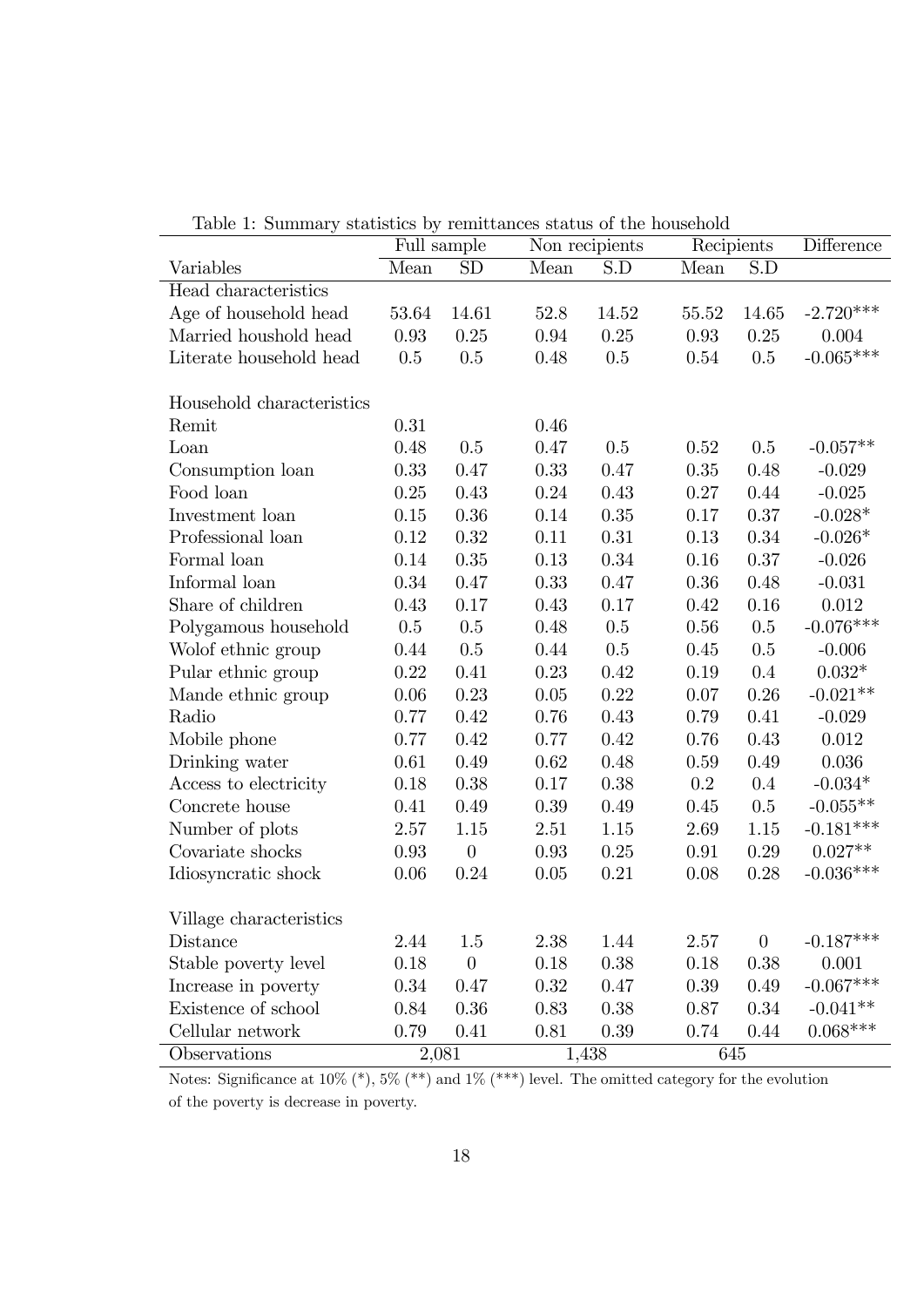Table 1: Summary statistics by remittances status of the household

| | Full sample | | Non recipients | | Recipients | | Difference |
|---|---|---|---|---|---|---|---|
| Variables | Mean | SD | Mean | S.D | Mean | S.D | |
| Head characteristics | | | | | | | |
| Age of household head | 53.64 | 14.61 | 52.8 | 14.52 | 55.52 | 14.65 | -2.720*** |
| Married houshold head | 0.93 | 0.25 | 0.94 | 0.25 | 0.93 | 0.25 | 0.004 |
| Literate household head | 0.5 | 0.5 | 0.48 | 0.5 | 0.54 | 0.5 | -0.065*** |
| | | | | | | | |
| Household characteristics | | | | | | | |
| Remit | 0.31 | | 0.46 | | | | |
| Loan | 0.48 | 0.5 | 0.47 | 0.5 | 0.52 | 0.5 | -0.057** |
| Consumption loan | 0.33 | 0.47 | 0.33 | 0.47 | 0.35 | 0.48 | -0.029 |
| Food loan | 0.25 | 0.43 | 0.24 | 0.43 | 0.27 | 0.44 | -0.025 |
| Investment loan | 0.15 | 0.36 | 0.14 | 0.35 | 0.17 | 0.37 | -0.028* |
| Professional loan | 0.12 | 0.32 | 0.11 | 0.31 | 0.13 | 0.34 | -0.026* |
| Formal loan | 0.14 | 0.35 | 0.13 | 0.34 | 0.16 | 0.37 | -0.026 |
| Informal loan | 0.34 | 0.47 | 0.33 | 0.47 | 0.36 | 0.48 | -0.031 |
| Share of children | 0.43 | 0.17 | 0.43 | 0.17 | 0.42 | 0.16 | 0.012 |
| Polygamous household | 0.5 | 0.5 | 0.48 | 0.5 | 0.56 | 0.5 | -0.076*** |
| Wolof ethnic group | 0.44 | 0.5 | 0.44 | 0.5 | 0.45 | 0.5 | -0.006 |
| Pular ethnic group | 0.22 | 0.41 | 0.23 | 0.42 | 0.19 | 0.4 | 0.032* |
| Mande ethnic group | 0.06 | 0.23 | 0.05 | 0.22 | 0.07 | 0.26 | -0.021** |
| Radio | 0.77 | 0.42 | 0.76 | 0.43 | 0.79 | 0.41 | -0.029 |
| Mobile phone | 0.77 | 0.42 | 0.77 | 0.42 | 0.76 | 0.43 | 0.012 |
| Drinking water | 0.61 | 0.49 | 0.62 | 0.48 | 0.59 | 0.49 | 0.036 |
| Access to electricity | 0.18 | 0.38 | 0.17 | 0.38 | 0.2 | 0.4 | -0.034* |
| Concrete house | 0.41 | 0.49 | 0.39 | 0.49 | 0.45 | 0.5 | -0.055** |
| Number of plots | 2.57 | 1.15 | 2.51 | 1.15 | 2.69 | 1.15 | -0.181*** |
| Covariate shocks | 0.93 | 0 | 0.93 | 0.25 | 0.91 | 0.29 | 0.027** |
| Idiosyncratic shock | 0.06 | 0.24 | 0.05 | 0.21 | 0.08 | 0.28 | -0.036*** |
| | | | | | | | |
| Village characteristics | | | | | | | |
| Distance | 2.44 | 1.5 | 2.38 | 1.44 | 2.57 | 0 | -0.187*** |
| Stable poverty level | 0.18 | 0 | 0.18 | 0.38 | 0.18 | 0.38 | 0.001 |
| Increase in poverty | 0.34 | 0.47 | 0.32 | 0.47 | 0.39 | 0.49 | -0.067*** |
| Existence of school | 0.84 | 0.36 | 0.83 | 0.38 | 0.87 | 0.34 | -0.041** |
| Cellular network | 0.79 | 0.41 | 0.81 | 0.39 | 0.74 | 0.44 | 0.068*** |
| Observations | 2,081 | | 1,438 | | 645 | | |

Notes: Significance at 10% (*), 5% (**) and 1% (***) level. The omitted category for the evolution of the poverty is decrease in poverty.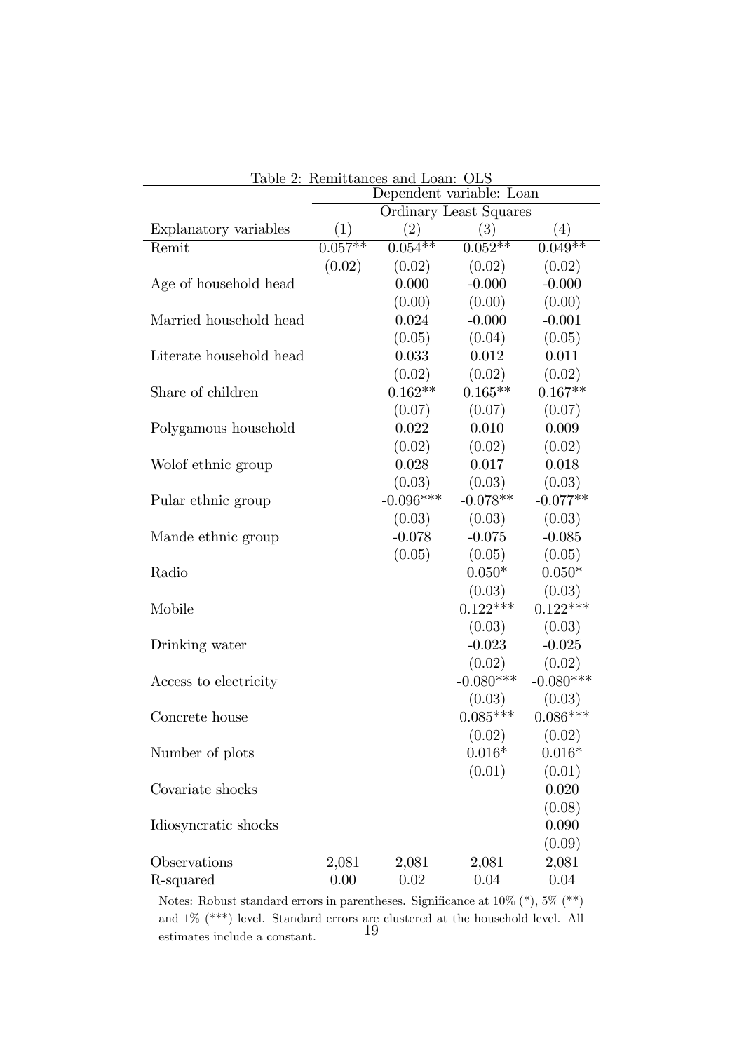Table 2: Remittances and Loan: OLS

| | Dependent variable: Loan | | | |
|---|---|---|---|---|
| | Ordinary Least Squares | | | |
| Explanatory variables | (1) | (2) | (3) | (4) |
| Remit | 0.057** | 0.054** | 0.052** | 0.049** |
| | (0.02) | (0.02) | (0.02) | (0.02) |
| Age of household head | | 0.000 | -0.000 | -0.000 |
| | | (0.00) | (0.00) | (0.00) |
| Married household head | | 0.024 | -0.000 | -0.001 |
| | | (0.05) | (0.04) | (0.05) |
| Literate household head | | 0.033 | 0.012 | 0.011 |
| | | (0.02) | (0.02) | (0.02) |
| Share of children | | 0.162** | 0.165** | 0.167** |
| | | (0.07) | (0.07) | (0.07) |
| Polygamous household | | 0.022 | 0.010 | 0.009 |
| | | (0.02) | (0.02) | (0.02) |
| Wolof ethnic group | | 0.028 | 0.017 | 0.018 |
| | | (0.03) | (0.03) | (0.03) |
| Pular ethnic group | | -0.096*** | -0.078** | -0.077** |
| | | (0.03) | (0.03) | (0.03) |
| Mande ethnic group | | -0.078 | -0.075 | -0.085 |
| | | (0.05) | (0.05) | (0.05) |
| Radio | | | 0.050* | 0.050* |
| | | | (0.03) | (0.03) |
| Mobile | | | 0.122*** | 0.122*** |
| | | | (0.03) | (0.03) |
| Drinking water | | | -0.023 | -0.025 |
| | | | (0.02) | (0.02) |
| Access to electricity | | | -0.080*** | -0.080*** |
| | | | (0.03) | (0.03) |
| Concrete house | | | 0.085*** | 0.086*** |
| | | | (0.02) | (0.02) |
| Number of plots | | | 0.016* | 0.016* |
| | | | (0.01) | (0.01) |
| Covariate shocks | | | | 0.020 |
| | | | | (0.08) |
| Idiosyncratic shocks | | | | 0.090 |
| | | | | (0.09) |
| Observations | 2,081 | 2,081 | 2,081 | 2,081 |
| R-squared | 0.00 | 0.02 | 0.04 | 0.04 |

Notes: Robust standard errors in parentheses. Significance at 10% (*), 5% (**) and 1% (***) level. Standard errors are clustered at the household level. All estimates include a constant.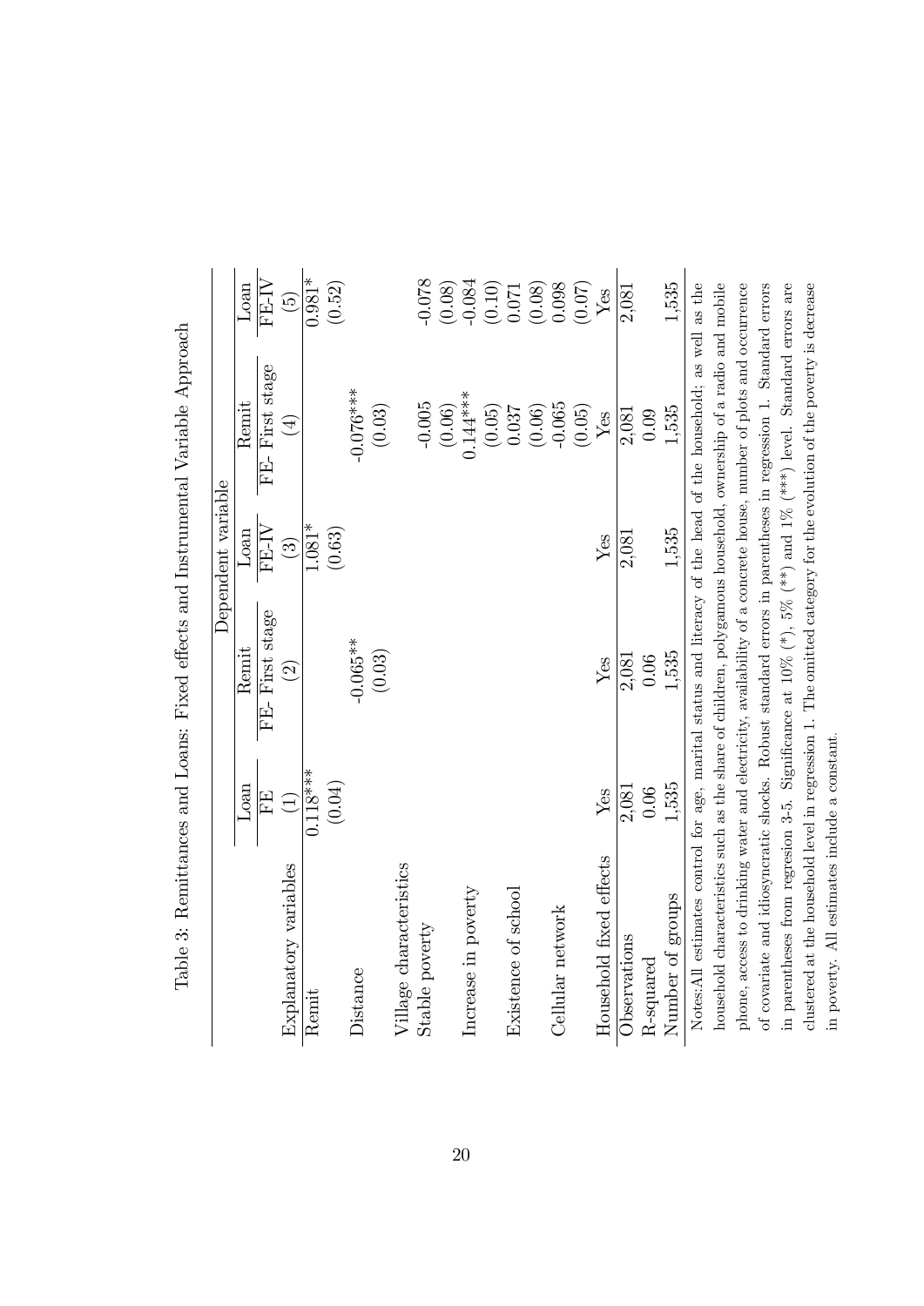Table 3: Remittances and Loans: Fixed effects and Instrumental Variable Approach

| | Dependent variable | | | | |
|---|---|---|---|---|---|
| | Loan | Remit | Loan | Remit | Loan |
| | FE | FE- First stage | FE-IV | FE- First stage | FE-IV |
| Explanatory variables | (1) | (2) | (3) | (4) | (5) |
| Remit | 0.118*** | | 1.081* | | 0.981* |
| | (0.04) | | (0.63) | | (0.52) |
| Distance | | -0.065** | | -0.076*** | |
| | | (0.03) | | (0.03) | |
| Village characteristics | | | | | |
| Stable poverty | | | | -0.005 | -0.078 |
| | | | | (0.06) | (0.08) |
| Increase in poverty | | | | 0.144*** | -0.084 |
| | | | | (0.05) | (0.10) |
| Existence of school | | | | 0.037 | 0.071 |
| | | | | (0.06) | (0.08) |
| Cellular network | | | | -0.065 | 0.098 |
| | | | | (0.05) | (0.07) |
| Household fixed effects | Yes | Yes | Yes | Yes | Yes |
| Observations | 2,081 | 2,081 | 2,081 | 2,081 | 2,081 |
| R-squared | 0.06 | 0.06 | | 0.09 | |
| Number of groups | 1,535 | 1,535 | 1,535 | 1,535 | 1,535 |

Notes:All estimates control for age, marital status and literacy of the head of the household; as well as the household characteristics such as the share of children, polygamous household, ownership of a radio and mobile phone, access to drinking water and electricity, availability of a concrete house, number of plots and occurrence of covariate and idiosyncratic shocks. Robust standard errors in parentheses in regression 1. Standard errors in parentheses from regresion 3-5. Significance at 10% (*), 5% (**) and 1% (***) level. Standard errors are clustered at the household level in regression 1. The omitted category for the evolution of the poverty is decrease in poverty. All estimates include a constant.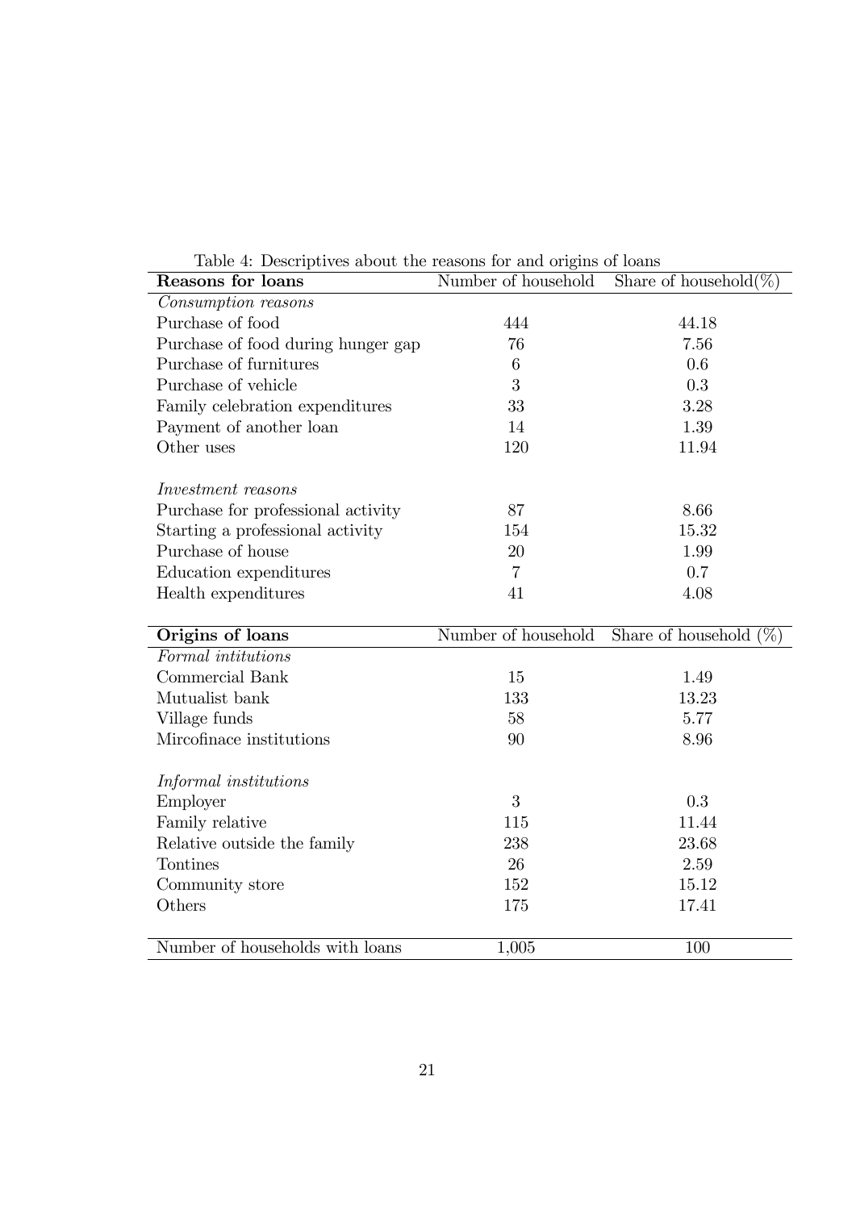Table 4: Descriptives about the reasons for and origins of loans

| **Reasons for loans** | Number of household | Share of household(%) |
|---|---|---|
| *Consumption reasons* | | |
| Purchase of food | 444 | 44.18 |
| Purchase of food during hunger gap | 76 | 7.56 |
| Purchase of furnitures | 6 | 0.6 |
| Purchase of vehicle | 3 | 0.3 |
| Family celebration expenditures | 33 | 3.28 |
| Payment of another loan | 14 | 1.39 |
| Other uses | 120 | 11.94 |
| | | |
| *Investment reasons* | | |
| Purchase for professional activity | 87 | 8.66 |
| Starting a professional activity | 154 | 15.32 |
| Purchase of house | 20 | 1.99 |
| Education expenditures | 7 | 0.7 |
| Health expenditures | 41 | 4.08 |
| **Origins of loans** | Number of household | Share of household (%) |
| *Formal intitutions* | | |
| Commercial Bank | 15 | 1.49 |
| Mutualist bank | 133 | 13.23 |
| Village funds | 58 | 5.77 |
| Mircofinace institutions | 90 | 8.96 |
| | | |
| *Informal institutions* | | |
| Employer | 3 | 0.3 |
| Family relative | 115 | 11.44 |
| Relative outside the family | 238 | 23.68 |
| Tontines | 26 | 2.59 |
| Community store | 152 | 15.12 |
| Others | 175 | 17.41 |
| | | |
| Number of households with loans | 1,005 | 100 |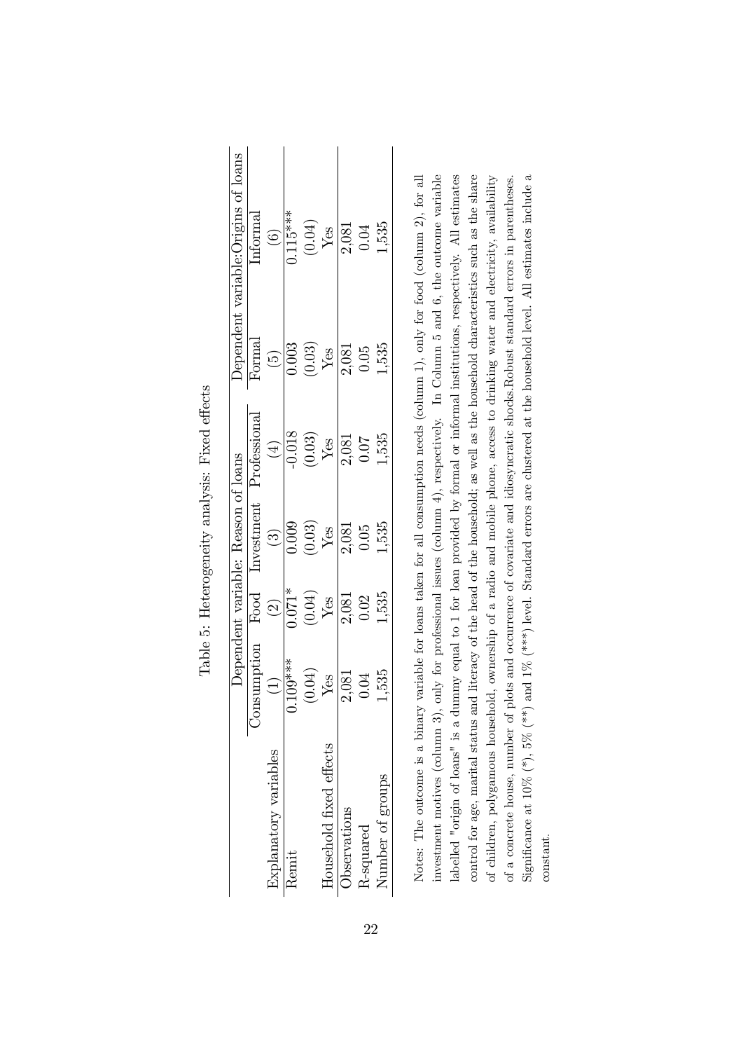Table 5: Heterogeneity analysis: Fixed effects

| | Dependent variable: Reason of loans | | | | Dependent variable:Origins of loans | |
|---|---|---|---|---|---|---|
| | Consumption | Food | Investment | Professional | Formal | Informal |
| Explanatory variables | (1) | (2) | (3) | (4) | (5) | (6) |
| Remit | 0.109*** | 0.071* | 0.009 | -0.018 | 0.003 | 0.115*** |
| | (0.04) | (0.04) | (0.03) | (0.03) | (0.03) | (0.04) |
| Household fixed effects | Yes | Yes | Yes | Yes | Yes | Yes |
| Observations | 2,081 | 2,081 | 2,081 | 2,081 | 2,081 | 2,081 |
| R-squared | 0.04 | 0.02 | 0.05 | 0.07 | 0.05 | 0.04 |
| Number of groups | 1,535 | 1,535 | 1,535 | 1,535 | 1,535 | 1,535 |

Notes: The outcome is a binary variable for loans taken for all consumption needs (column 1), only for food (column 2), for all investment motives (column 3), only for professional issues (column 4), respectively. In Column 5 and 6, the outcome variable labelled "origin of loans" is a dummy equal to 1 for loan provided by formal or informal institutions, respectively. All estimates control for age, marital status and literacy of the head of the household; as well as the household characteristics such as the share of children, polygamous household, ownership of a radio and mobile phone, access to drinking water and electricity, availability of a concrete house, number of plots and occurrence of covariate and idiosyncratic shocks.Robust standard errors in parentheses. Significance at 10% (*), 5% (**) and 1% (***) level. Standard errors are clustered at the household level. All estimates include a constant.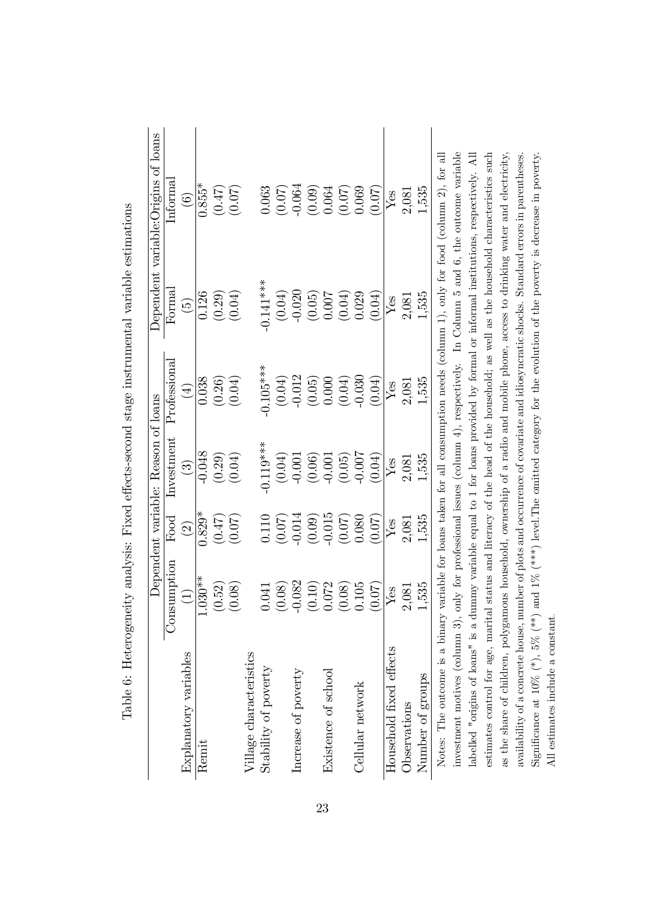Table 6: Heterogeneity analysis: Fixed effects-second stage instrumental variable estimations

| | Dependent variable: Reason of loans | | | | Dependent variable:Origins of loans | |
|---|---|---|---|---|---|---|
| | Consumption | Food | Investment | Professional | Formal | Informal |
| Explanatory variables | (1) | (2) | (3) | (4) | (5) | (6) |
| Remit | 1.030** | 0.829* | -0.048 | 0.038 | 0.126 | 0.855* |
| | (0.52) | (0.47) | (0.29) | (0.26) | (0.29) | (0.47) |
| | (0.08) | (0.07) | (0.04) | (0.04) | (0.04) | (0.07) |
| Village characteristics | | | | | | |
| Stability of poverty | 0.041 | 0.110 | -0.119*** | -0.105*** | -0.141*** | 0.063 |
| | (0.08) | (0.07) | (0.04) | (0.04) | (0.04) | (0.07) |
| Increase of poverty | -0.082 | -0.014 | -0.001 | -0.012 | -0.020 | -0.064 |
| | (0.10) | (0.09) | (0.06) | (0.05) | (0.05) | (0.09) |
| Existence of school | 0.072 | -0.015 | -0.001 | 0.000 | 0.007 | 0.064 |
| | (0.08) | (0.07) | (0.05) | (0.04) | (0.04) | (0.07) |
| Cellular network | 0.105 | 0.080 | -0.007 | -0.030 | 0.029 | 0.069 |
| | (0.07) | (0.07) | (0.04) | (0.04) | (0.04) | (0.07) |
| Household fixed effects | Yes | Yes | Yes | Yes | Yes | Yes |
| Observations | 2,081 | 2,081 | 2,081 | 2,081 | 2,081 | 2,081 |
| Number of groups | 1,535 | 1,535 | 1,535 | 1,535 | 1,535 | 1,535 |

Notes: The outcome is a binary variable for loans taken for all consumption needs (column 1), only for food (column 2), for all investment motives (column 3), only for professional issues (column 4), respectively. In Column 5 and 6, the outcome variable labelled "origins of loans" is a dummy variable equal to 1 for loans provided by formal or informal institutions, respectively. All estimates control for age, marital status and literacy of the head of the household; as well as the household characteristics such as the share of children, polygamous household, ownership of a radio and mobile phone, access to drinking water and electricity, availability of a concrete house, number of plots and occurrence of covariate and idiosyncratic shocks. Standard errors in parentheses. Significance at 10% (*), 5% (**) and 1% (***) level.The omitted category for the evolution of the poverty is decrease in poverty. All estimates include a constant.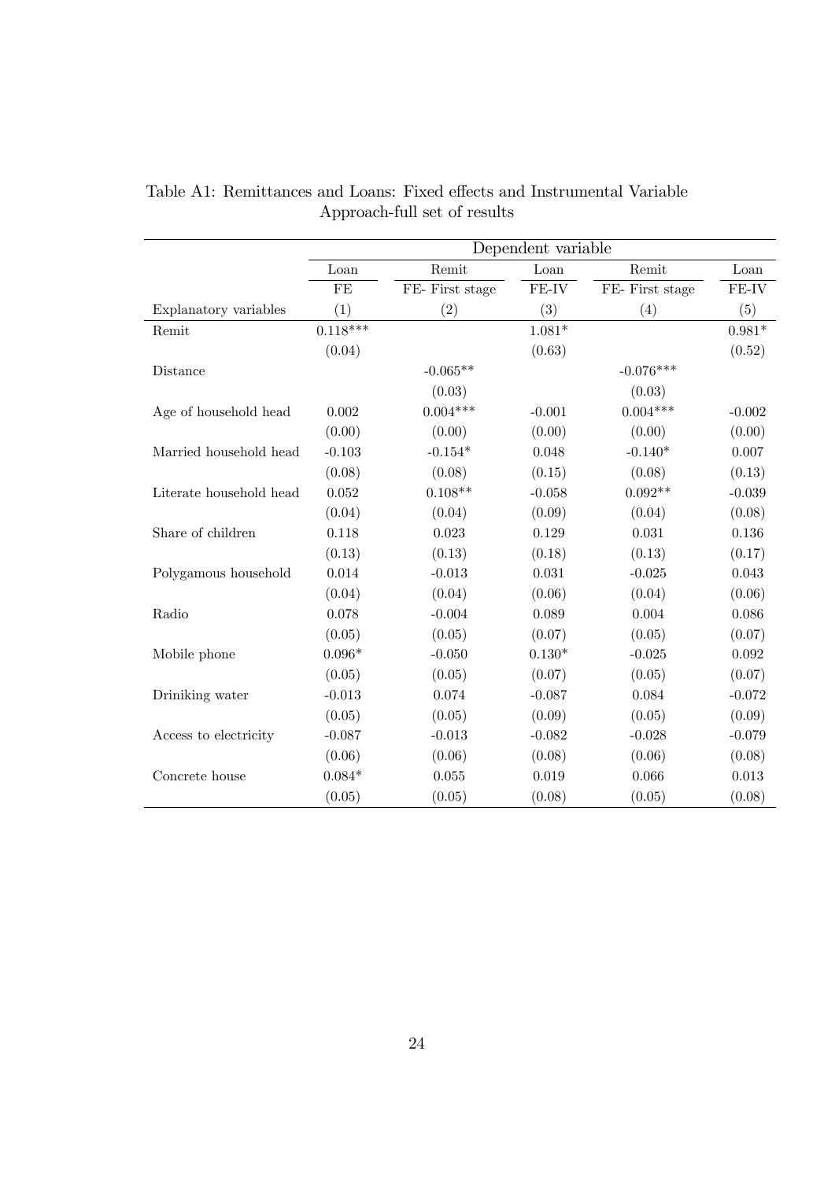Table A1: Remittances and Loans: Fixed effects and Instrumental Variable Approach-full set of results

| | Dependent variable | | | | |
|---|---|---|---|---|---|
| | Loan | Remit | Loan | Remit | Loan |
| | FE | FE- First stage | FE-IV | FE- First stage | FE-IV |
| Explanatory variables | (1) | (2) | (3) | (4) | (5) |
| Remit | 0.118*** | | 1.081* | | 0.981* |
| | (0.04) | | (0.63) | | (0.52) |
| Distance | | -0.065** | | -0.076*** | |
| | | (0.03) | | (0.03) | |
| Age of household head | 0.002 | 0.004*** | -0.001 | 0.004*** | -0.002 |
| | (0.00) | (0.00) | (0.00) | (0.00) | (0.00) |
| Married household head | -0.103 | -0.154* | 0.048 | -0.140* | 0.007 |
| | (0.08) | (0.08) | (0.15) | (0.08) | (0.13) |
| Literate household head | 0.052 | 0.108** | -0.058 | 0.092** | -0.039 |
| | (0.04) | (0.04) | (0.09) | (0.04) | (0.08) |
| Share of children | 0.118 | 0.023 | 0.129 | 0.031 | 0.136 |
| | (0.13) | (0.13) | (0.18) | (0.13) | (0.17) |
| Polygamous household | 0.014 | -0.013 | 0.031 | -0.025 | 0.043 |
| | (0.04) | (0.04) | (0.06) | (0.04) | (0.06) |
| Radio | 0.078 | -0.004 | 0.089 | 0.004 | 0.086 |
| | (0.05) | (0.05) | (0.07) | (0.05) | (0.07) |
| Mobile phone | 0.096* | -0.050 | 0.130* | -0.025 | 0.092 |
| | (0.05) | (0.05) | (0.07) | (0.05) | (0.07) |
| Driniking water | -0.013 | 0.074 | -0.087 | 0.084 | -0.072 |
| | (0.05) | (0.05) | (0.09) | (0.05) | (0.09) |
| Access to electricity | -0.087 | -0.013 | -0.082 | -0.028 | -0.079 |
| | (0.06) | (0.06) | (0.08) | (0.06) | (0.08) |
| Concrete house | 0.084* | 0.055 | 0.019 | 0.066 | 0.013 |
| | (0.05) | (0.05) | (0.08) | (0.05) | (0.08) |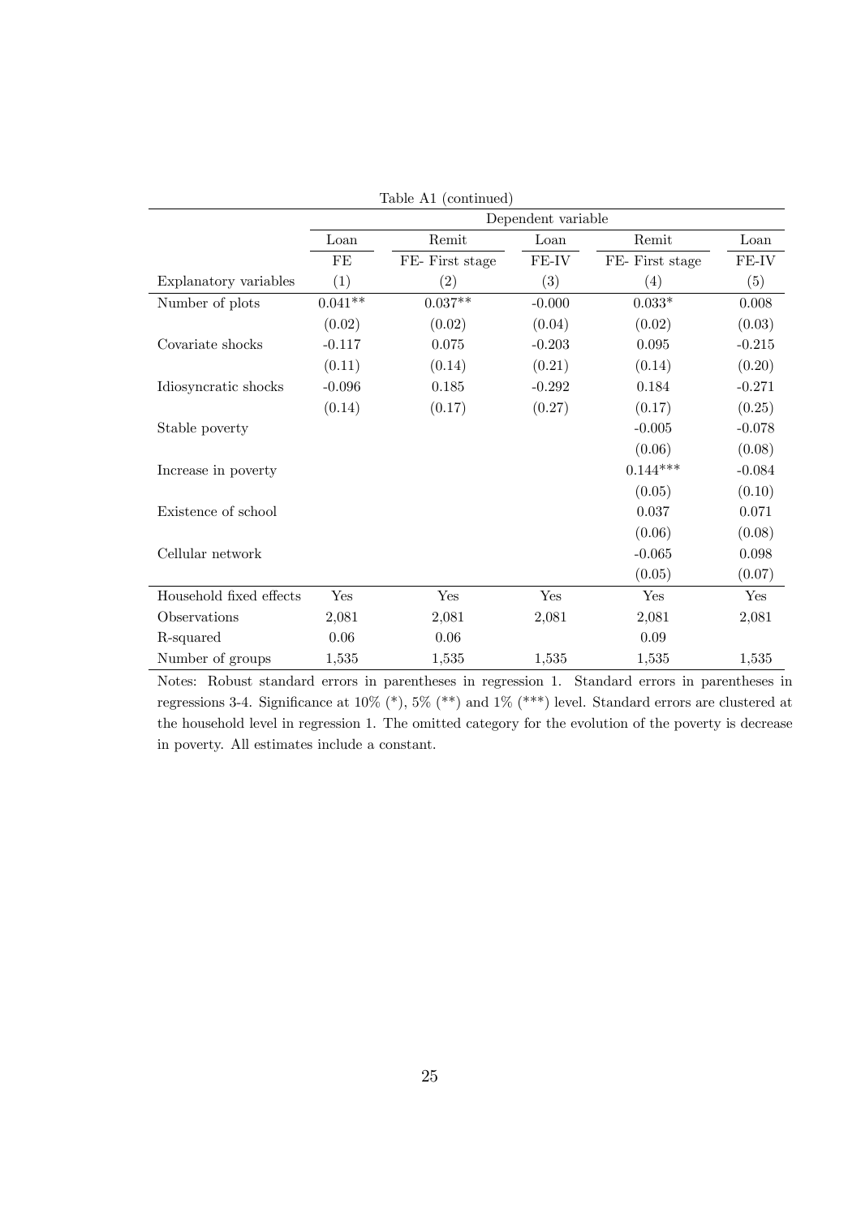Table A1 (continued)

| | Dependent variable | | | | |
|---|---|---|---|---|---|
| | Loan | Remit | Loan | Remit | Loan |
| | FE | FE- First stage | FE-IV | FE- First stage | FE-IV |
| Explanatory variables | (1) | (2) | (3) | (4) | (5) |
| Number of plots | 0.041** | 0.037** | -0.000 | 0.033* | 0.008 |
| | (0.02) | (0.02) | (0.04) | (0.02) | (0.03) |
| Covariate shocks | -0.117 | 0.075 | -0.203 | 0.095 | -0.215 |
| | (0.11) | (0.14) | (0.21) | (0.14) | (0.20) |
| Idiosyncratic shocks | -0.096 | 0.185 | -0.292 | 0.184 | -0.271 |
| | (0.14) | (0.17) | (0.27) | (0.17) | (0.25) |
| Stable poverty | | | | -0.005 | -0.078 |
| | | | | (0.06) | (0.08) |
| Increase in poverty | | | | 0.144*** | -0.084 |
| | | | | (0.05) | (0.10) |
| Existence of school | | | | 0.037 | 0.071 |
| | | | | (0.06) | (0.08) |
| Cellular network | | | | -0.065 | 0.098 |
| | | | | (0.05) | (0.07) |
| Household fixed effects | Yes | Yes | Yes | Yes | Yes |
| Observations | 2,081 | 2,081 | 2,081 | 2,081 | 2,081 |
| R-squared | 0.06 | 0.06 | | 0.09 | |
| Number of groups | 1,535 | 1,535 | 1,535 | 1,535 | 1,535 |

Notes: Robust standard errors in parentheses in regression 1. Standard errors in parentheses in regressions 3-4. Significance at 10% (*), 5% (**) and 1% (***) level. Standard errors are clustered at the household level in regression 1. The omitted category for the evolution of the poverty is decrease in poverty. All estimates include a constant.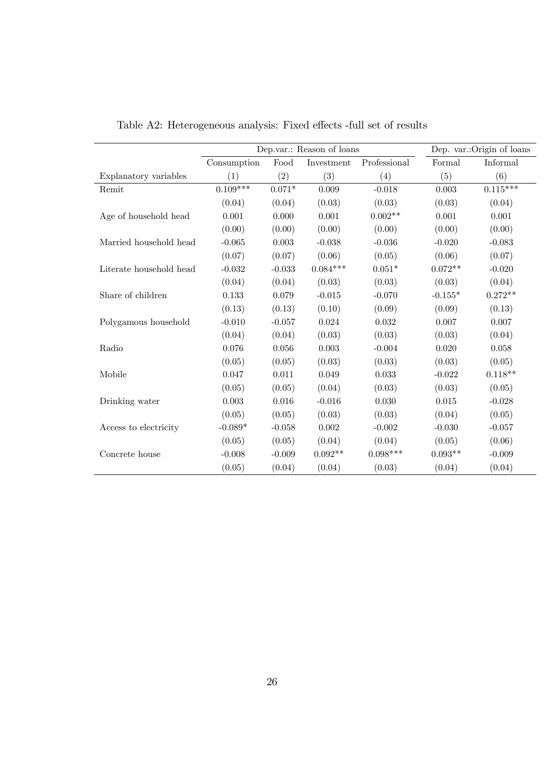Table A2: Heterogeneous analysis: Fixed effects -full set of results

| | Dep.var.: Reason of loans | | | | Dep. var.:Origin of loans | |
|---|---|---|---|---|---|---|
| | Consumption | Food | Investment | Professional | Formal | Informal |
| Explanatory variables | (1) | (2) | (3) | (4) | (5) | (6) |
| Remit | 0.109*** | 0.071* | 0.009 | -0.018 | 0.003 | 0.115*** |
| | (0.04) | (0.04) | (0.03) | (0.03) | (0.03) | (0.04) |
| Age of household head | 0.001 | 0.000 | 0.001 | 0.002** | 0.001 | 0.001 |
| | (0.00) | (0.00) | (0.00) | (0.00) | (0.00) | (0.00) |
| Married household head | -0.065 | 0.003 | -0.038 | -0.036 | -0.020 | -0.083 |
| | (0.07) | (0.07) | (0.06) | (0.05) | (0.06) | (0.07) |
| Literate household head | -0.032 | -0.033 | 0.084*** | 0.051* | 0.072** | -0.020 |
| | (0.04) | (0.04) | (0.03) | (0.03) | (0.03) | (0.04) |
| Share of children | 0.133 | 0.079 | -0.015 | -0.070 | -0.155* | 0.272** |
| | (0.13) | (0.13) | (0.10) | (0.09) | (0.09) | (0.13) |
| Polygamous household | -0.010 | -0.057 | 0.024 | 0.032 | 0.007 | 0.007 |
| | (0.04) | (0.04) | (0.03) | (0.03) | (0.03) | (0.04) |
| Radio | 0.076 | 0.056 | 0.003 | -0.004 | 0.020 | 0.058 |
| | (0.05) | (0.05) | (0.03) | (0.03) | (0.03) | (0.05) |
| Mobile | 0.047 | 0.011 | 0.049 | 0.033 | -0.022 | 0.118** |
| | (0.05) | (0.05) | (0.04) | (0.03) | (0.03) | (0.05) |
| Drinking water | 0.003 | 0.016 | -0.016 | 0.030 | 0.015 | -0.028 |
| | (0.05) | (0.05) | (0.03) | (0.03) | (0.04) | (0.05) |
| Access to electricity | -0.089* | -0.058 | 0.002 | -0.002 | -0.030 | -0.057 |
| | (0.05) | (0.05) | (0.04) | (0.04) | (0.05) | (0.06) |
| Concrete house | -0.008 | -0.009 | 0.092** | 0.098*** | 0.093** | -0.009 |
| | (0.05) | (0.04) | (0.04) | (0.03) | (0.04) | (0.04) |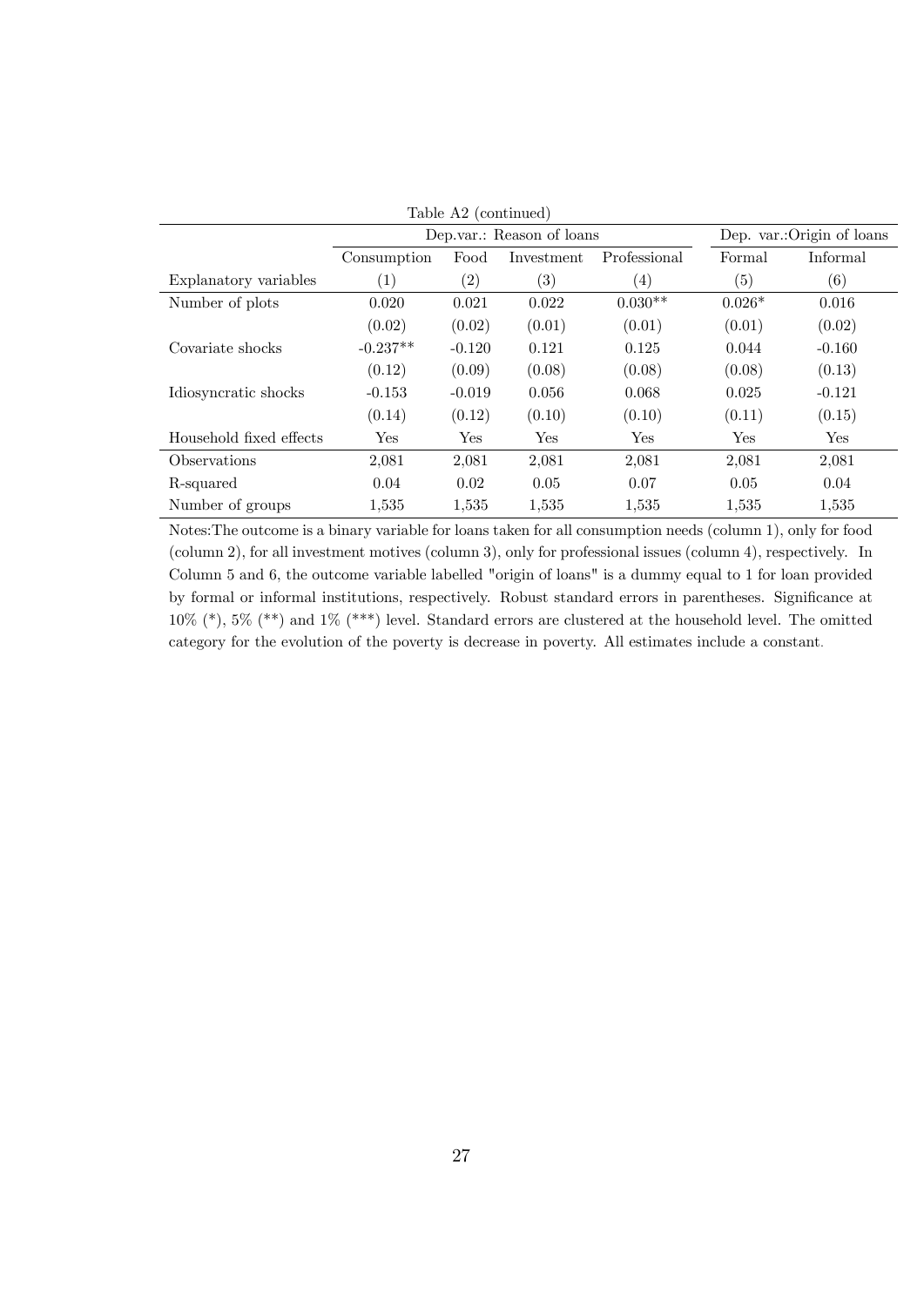Table A2 (continued)

| | Dep.var.: Reason of loans | | | | Dep. var.:Origin of loans | |
|---|---|---|---|---|---|---|
| | Consumption | Food | Investment | Professional | Formal | Informal |
| Explanatory variables | (1) | (2) | (3) | (4) | (5) | (6) |
| Number of plots | 0.020 | 0.021 | 0.022 | 0.030** | 0.026* | 0.016 |
| | (0.02) | (0.02) | (0.01) | (0.01) | (0.01) | (0.02) |
| Covariate shocks | -0.237** | -0.120 | 0.121 | 0.125 | 0.044 | -0.160 |
| | (0.12) | (0.09) | (0.08) | (0.08) | (0.08) | (0.13) |
| Idiosyncratic shocks | -0.153 | -0.019 | 0.056 | 0.068 | 0.025 | -0.121 |
| | (0.14) | (0.12) | (0.10) | (0.10) | (0.11) | (0.15) |
| Household fixed effects | Yes | Yes | Yes | Yes | Yes | Yes |
| Observations | 2,081 | 2,081 | 2,081 | 2,081 | 2,081 | 2,081 |
| R-squared | 0.04 | 0.02 | 0.05 | 0.07 | 0.05 | 0.04 |
| Number of groups | 1,535 | 1,535 | 1,535 | 1,535 | 1,535 | 1,535 |

Notes:The outcome is a binary variable for loans taken for all consumption needs (column 1), only for food (column 2), for all investment motives (column 3), only for professional issues (column 4), respectively. In Column 5 and 6, the outcome variable labelled "origin of loans" is a dummy equal to 1 for loan provided by formal or informal institutions, respectively. Robust standard errors in parentheses. Significance at 10% (*), 5% (**) and 1% (***) level. Standard errors are clustered at the household level. The omitted category for the evolution of the poverty is decrease in poverty. All estimates include a constant.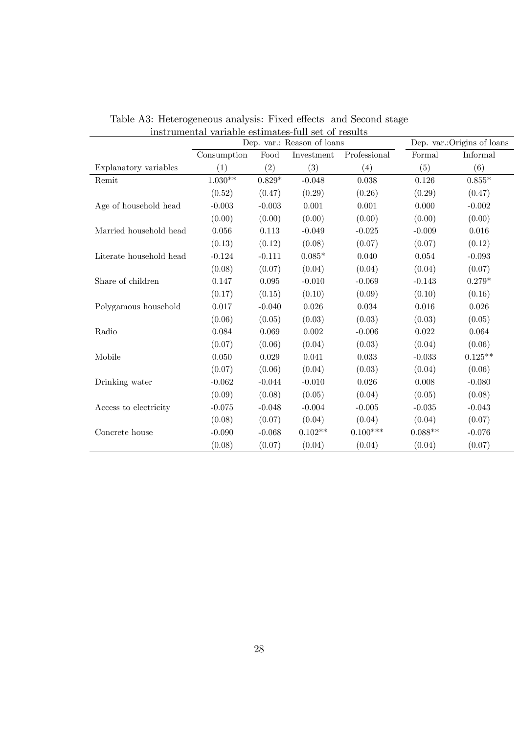Table A3: Heterogeneous analysis: Fixed effects and Second stage instrumental variable estimates-full set of results

| | Dep. var.: Reason of loans | | | | Dep. var.:Origins of loans | |
|---|---|---|---|---|---|---|
| | Consumption | Food | Investment | Professional | Formal | Informal |
| Explanatory variables | (1) | (2) | (3) | (4) | (5) | (6) |
| Remit | 1.030** | 0.829* | -0.048 | 0.038 | 0.126 | 0.855* |
| | (0.52) | (0.47) | (0.29) | (0.26) | (0.29) | (0.47) |
| Age of household head | -0.003 | -0.003 | 0.001 | 0.001 | 0.000 | -0.002 |
| | (0.00) | (0.00) | (0.00) | (0.00) | (0.00) | (0.00) |
| Married household head | 0.056 | 0.113 | -0.049 | -0.025 | -0.009 | 0.016 |
| | (0.13) | (0.12) | (0.08) | (0.07) | (0.07) | (0.12) |
| Literate household head | -0.124 | -0.111 | 0.085* | 0.040 | 0.054 | -0.093 |
| | (0.08) | (0.07) | (0.04) | (0.04) | (0.04) | (0.07) |
| Share of children | 0.147 | 0.095 | -0.010 | -0.069 | -0.143 | 0.279* |
| | (0.17) | (0.15) | (0.10) | (0.09) | (0.10) | (0.16) |
| Polygamous household | 0.017 | -0.040 | 0.026 | 0.034 | 0.016 | 0.026 |
| | (0.06) | (0.05) | (0.03) | (0.03) | (0.03) | (0.05) |
| Radio | 0.084 | 0.069 | 0.002 | -0.006 | 0.022 | 0.064 |
| | (0.07) | (0.06) | (0.04) | (0.03) | (0.04) | (0.06) |
| Mobile | 0.050 | 0.029 | 0.041 | 0.033 | -0.033 | 0.125** |
| | (0.07) | (0.06) | (0.04) | (0.03) | (0.04) | (0.06) |
| Drinking water | -0.062 | -0.044 | -0.010 | 0.026 | 0.008 | -0.080 |
| | (0.09) | (0.08) | (0.05) | (0.04) | (0.05) | (0.08) |
| Access to electricity | -0.075 | -0.048 | -0.004 | -0.005 | -0.035 | -0.043 |
| | (0.08) | (0.07) | (0.04) | (0.04) | (0.04) | (0.07) |
| Concrete house | -0.090 | -0.068 | 0.102** | 0.100*** | 0.088** | -0.076 |
| | (0.08) | (0.07) | (0.04) | (0.04) | (0.04) | (0.07) |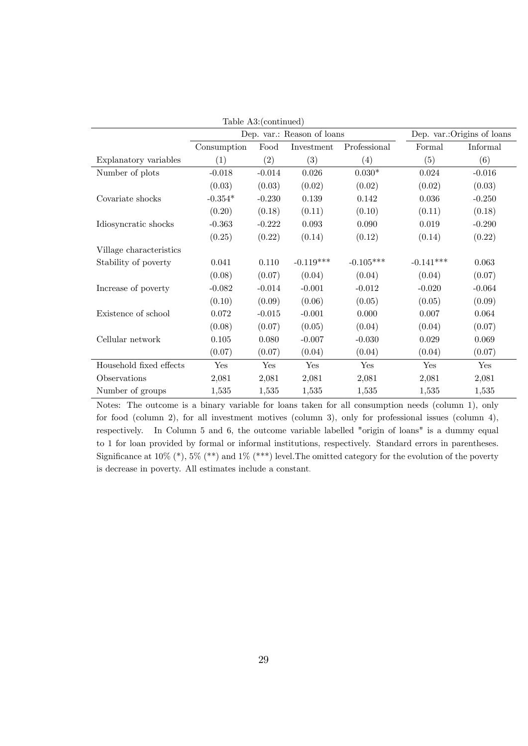Table A3:(continued)

| | Dep. var.: Reason of loans | | | | Dep. var.:Origins of loans | |
|---|---|---|---|---|---|---|
| | Consumption | Food | Investment | Professional | Formal | Informal |
| Explanatory variables | (1) | (2) | (3) | (4) | (5) | (6) |
| Number of plots | -0.018 | -0.014 | 0.026 | 0.030* | 0.024 | -0.016 |
| | (0.03) | (0.03) | (0.02) | (0.02) | (0.02) | (0.03) |
| Covariate shocks | -0.354* | -0.230 | 0.139 | 0.142 | 0.036 | -0.250 |
| | (0.20) | (0.18) | (0.11) | (0.10) | (0.11) | (0.18) |
| Idiosyncratic shocks | -0.363 | -0.222 | 0.093 | 0.090 | 0.019 | -0.290 |
| | (0.25) | (0.22) | (0.14) | (0.12) | (0.14) | (0.22) |
| Village characteristics | | | | | | |
| Stability of poverty | 0.041 | 0.110 | -0.119*** | -0.105*** | -0.141*** | 0.063 |
| | (0.08) | (0.07) | (0.04) | (0.04) | (0.04) | (0.07) |
| Increase of poverty | -0.082 | -0.014 | -0.001 | -0.012 | -0.020 | -0.064 |
| | (0.10) | (0.09) | (0.06) | (0.05) | (0.05) | (0.09) |
| Existence of school | 0.072 | -0.015 | -0.001 | 0.000 | 0.007 | 0.064 |
| | (0.08) | (0.07) | (0.05) | (0.04) | (0.04) | (0.07) |
| Cellular network | 0.105 | 0.080 | -0.007 | -0.030 | 0.029 | 0.069 |
| | (0.07) | (0.07) | (0.04) | (0.04) | (0.04) | (0.07) |
| Household fixed effects | Yes | Yes | Yes | Yes | Yes | Yes |
| Observations | 2,081 | 2,081 | 2,081 | 2,081 | 2,081 | 2,081 |
| Number of groups | 1,535 | 1,535 | 1,535 | 1,535 | 1,535 | 1,535 |

Notes: The outcome is a binary variable for loans taken for all consumption needs (column 1), only for food (column 2), for all investment motives (column 3), only for professional issues (column 4), respectively. In Column 5 and 6, the outcome variable labelled "origin of loans" is a dummy equal to 1 for loan provided by formal or informal institutions, respectively. Standard errors in parentheses. Significance at 10% (*), 5% (**) and 1% (***) level.The omitted category for the evolution of the poverty is decrease in poverty. All estimates include a constant.